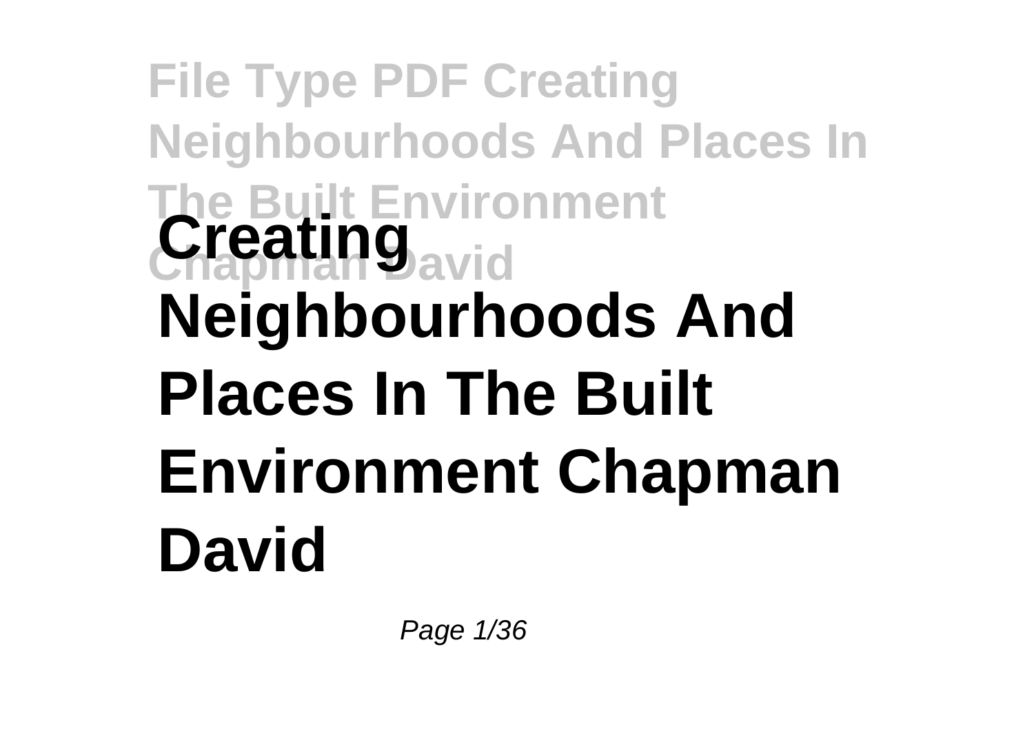# Creating Neighbourhoods And Places In The Built Environment Chapman David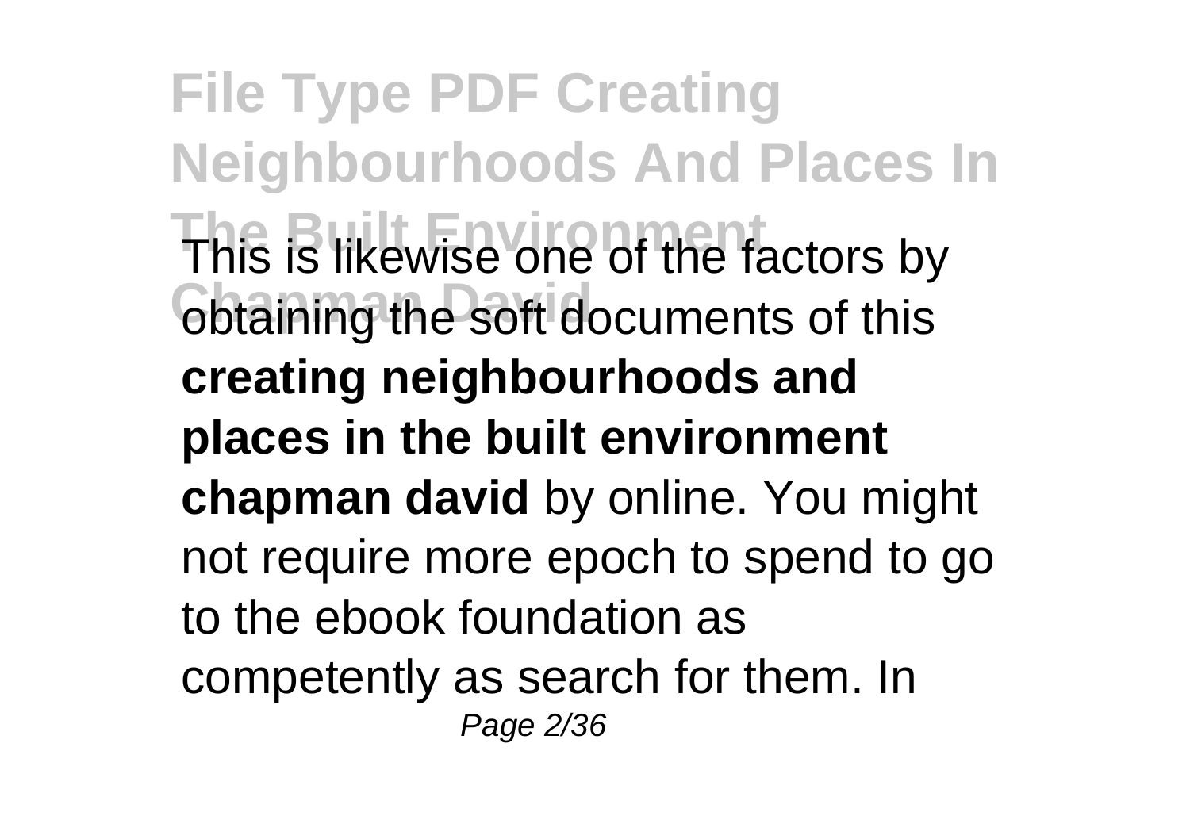This is likewise one of the factors by obtaining the soft documents of this **creating neighbourhoods and places in the built environment chapman david** by online. You might not require more epoch to spend to go to the ebook foundation as competently as search for them. In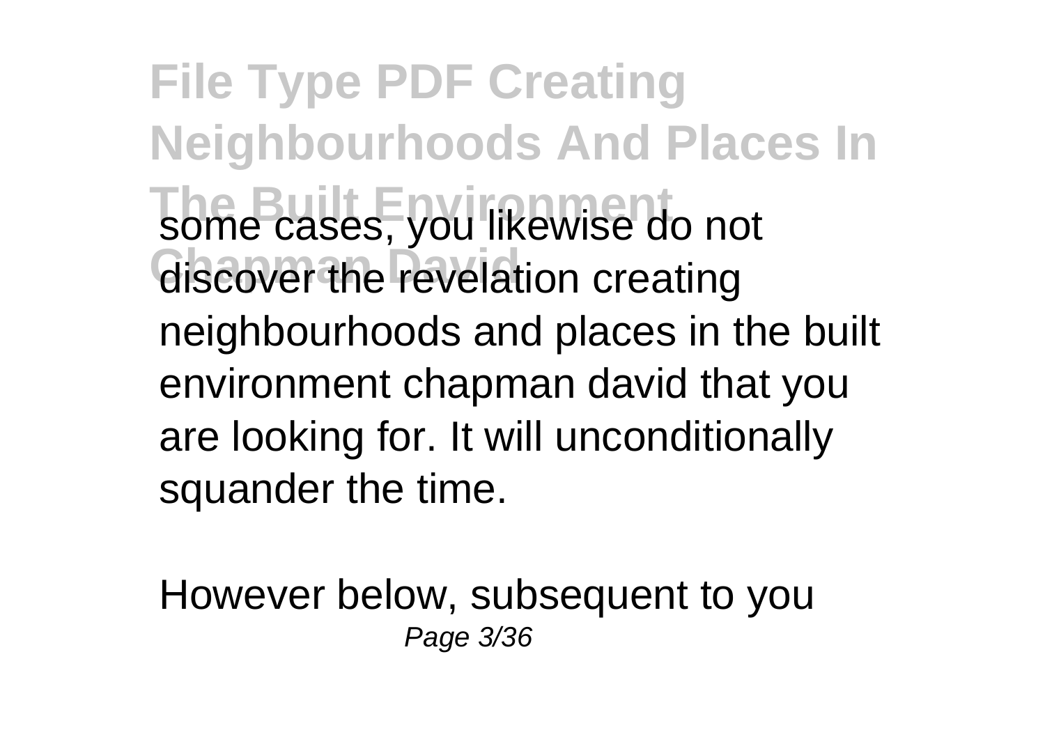some cases, you likewise do not discover the revelation creating neighbourhoods and places in the built environment chapman david that you are looking for. It will unconditionally squander the time.

However below, subsequent to you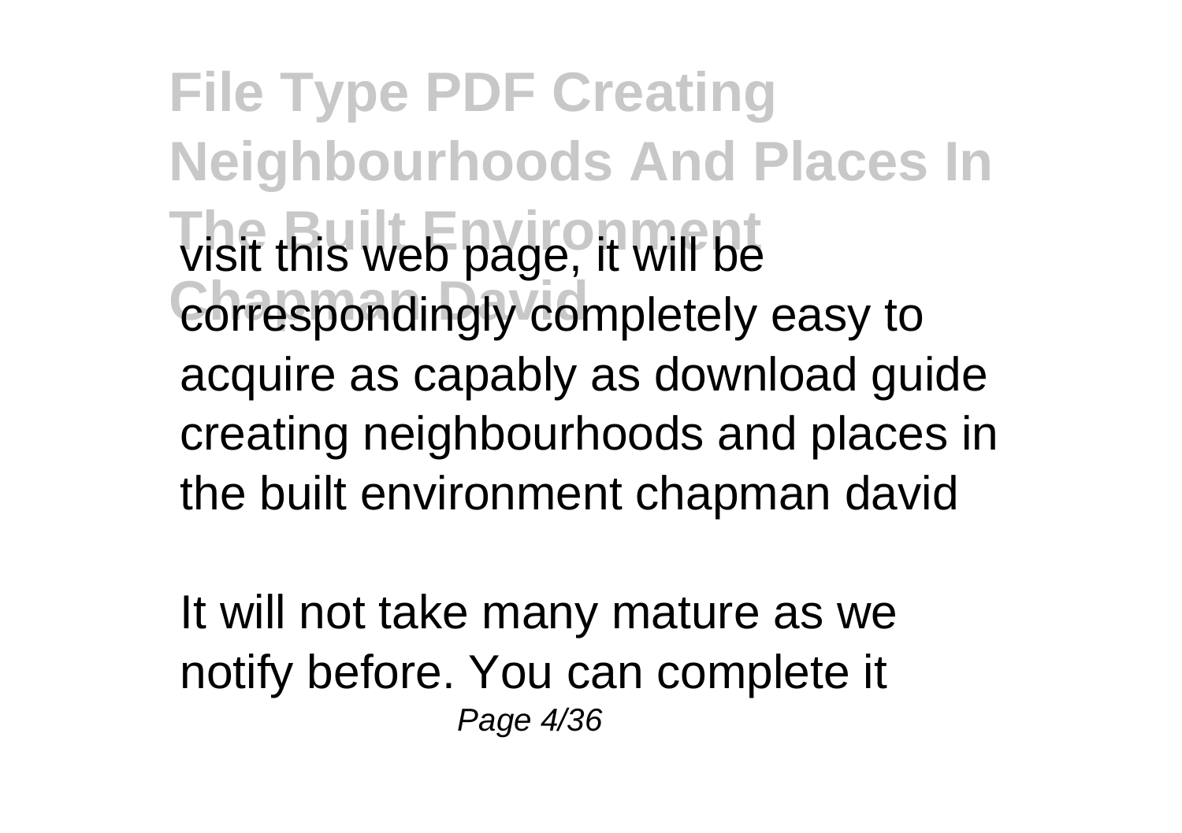visit this web page, it will be correspondingly completely easy to acquire as capably as download guide creating neighbourhoods and places in the built environment chapman david

It will not take many mature as we notify before. You can complete it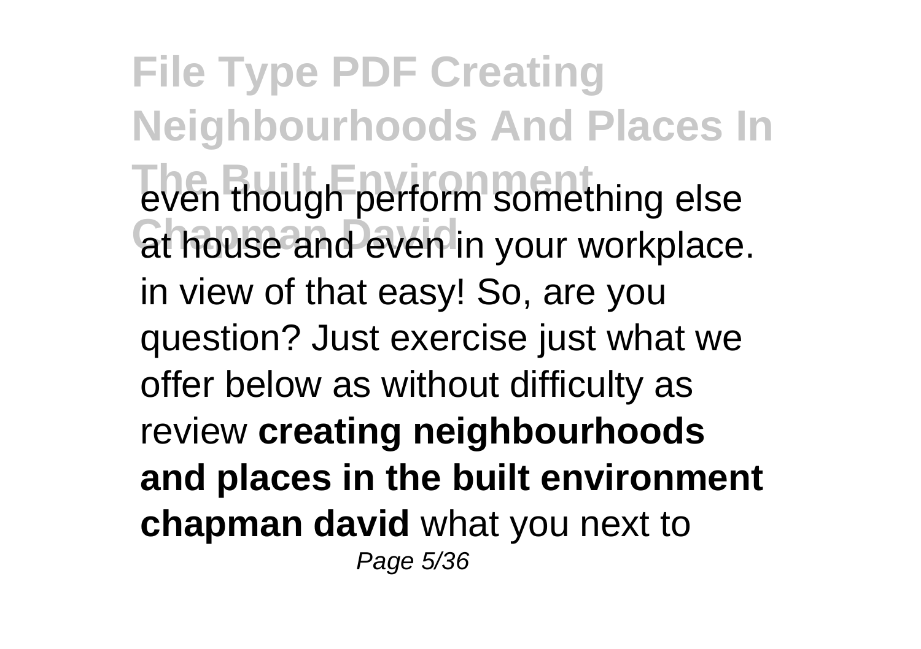even though perform something else at house and even in your workplace. in view of that easy! So, are you question? Just exercise just what we offer below as without difficulty as review **creating neighbourhoods and places in the built environment chapman david** what you next to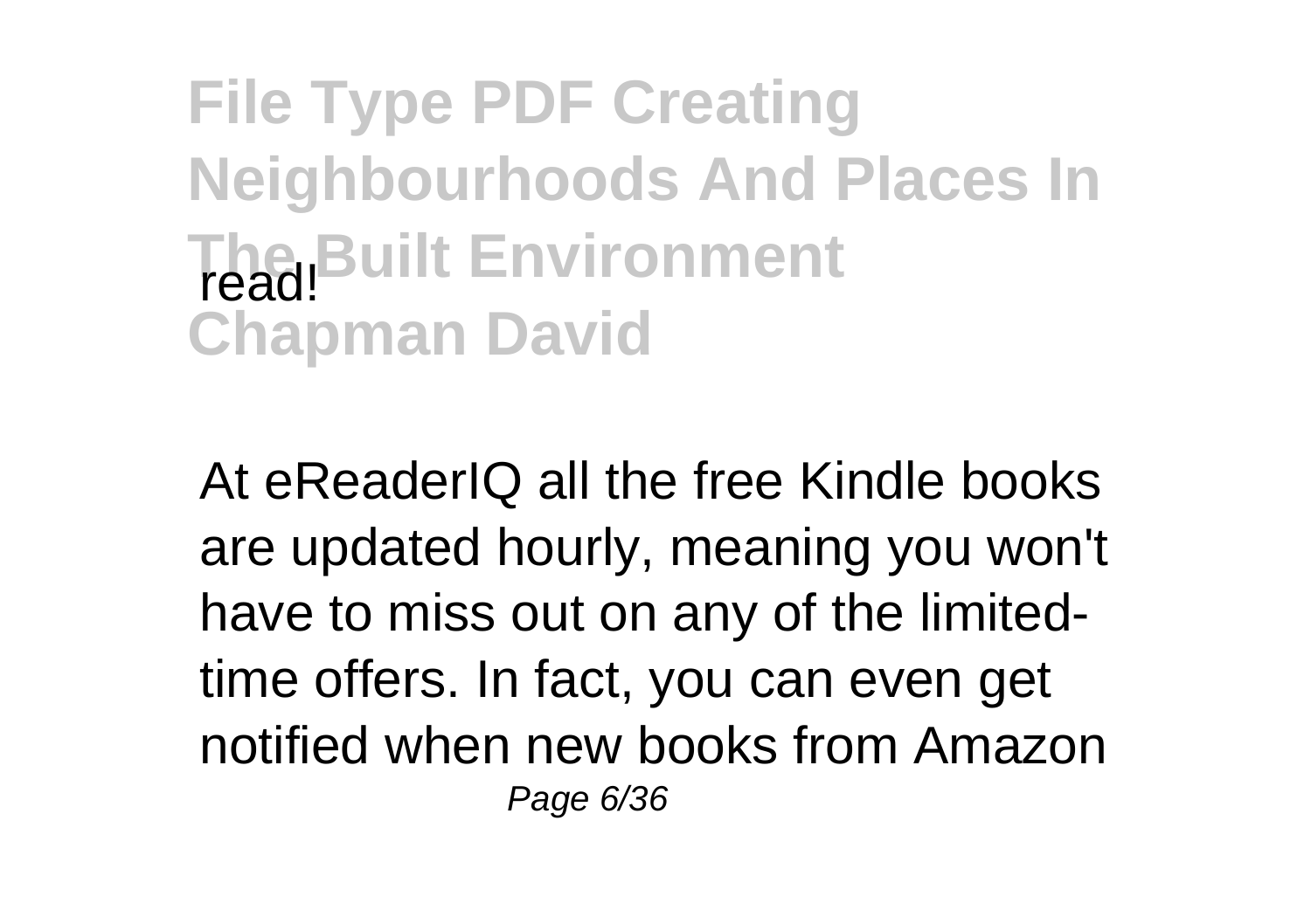read!

At eReaderIQ all the free Kindle books are updated hourly, meaning you won't have to miss out on any of the limited-time offers. In fact, you can even get notified when new books from Amazon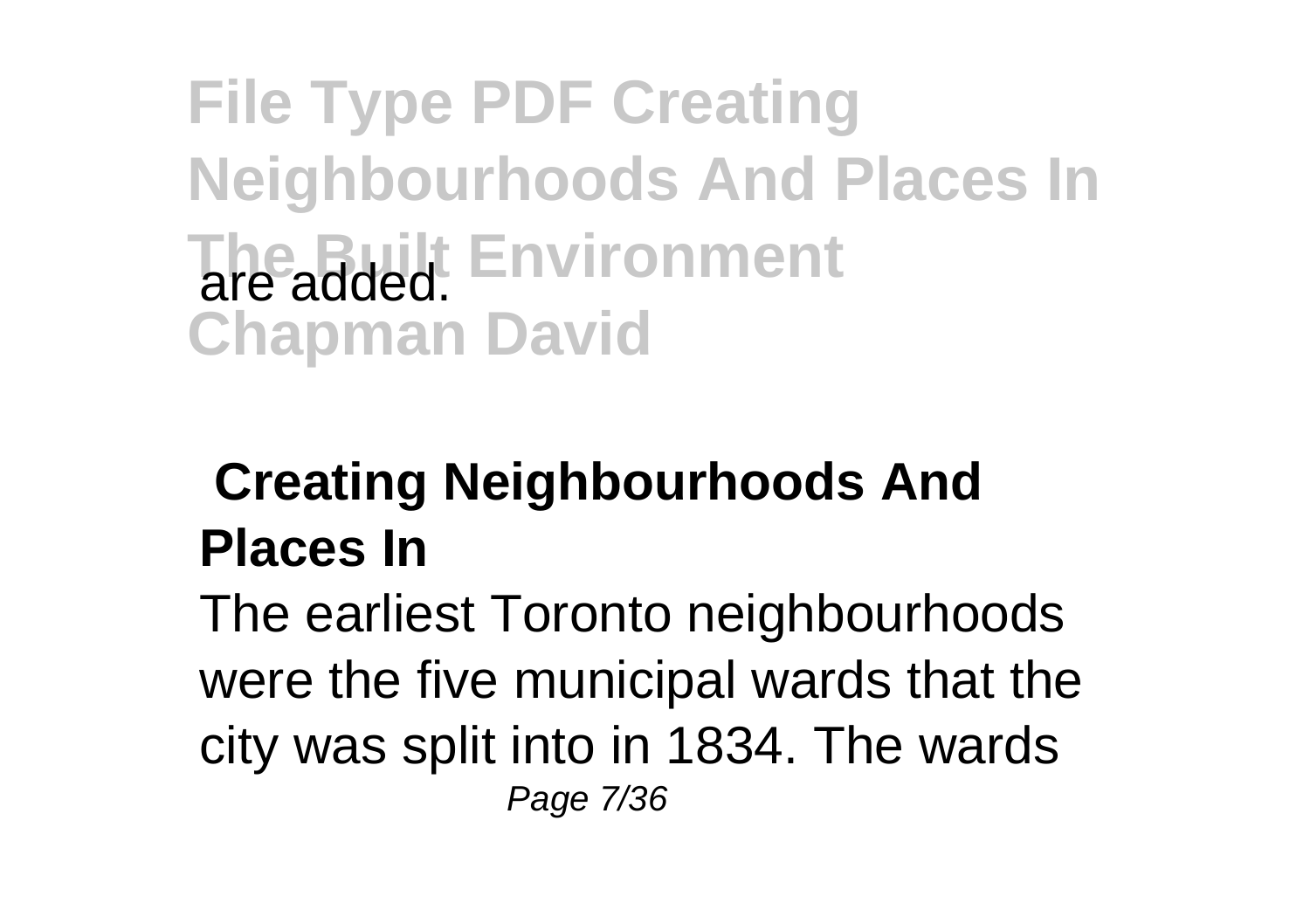are added.

## Creating Neighbourhoods And Places In

The earliest Toronto neighbourhoods were the five municipal wards that the city was split into in 1834. The wards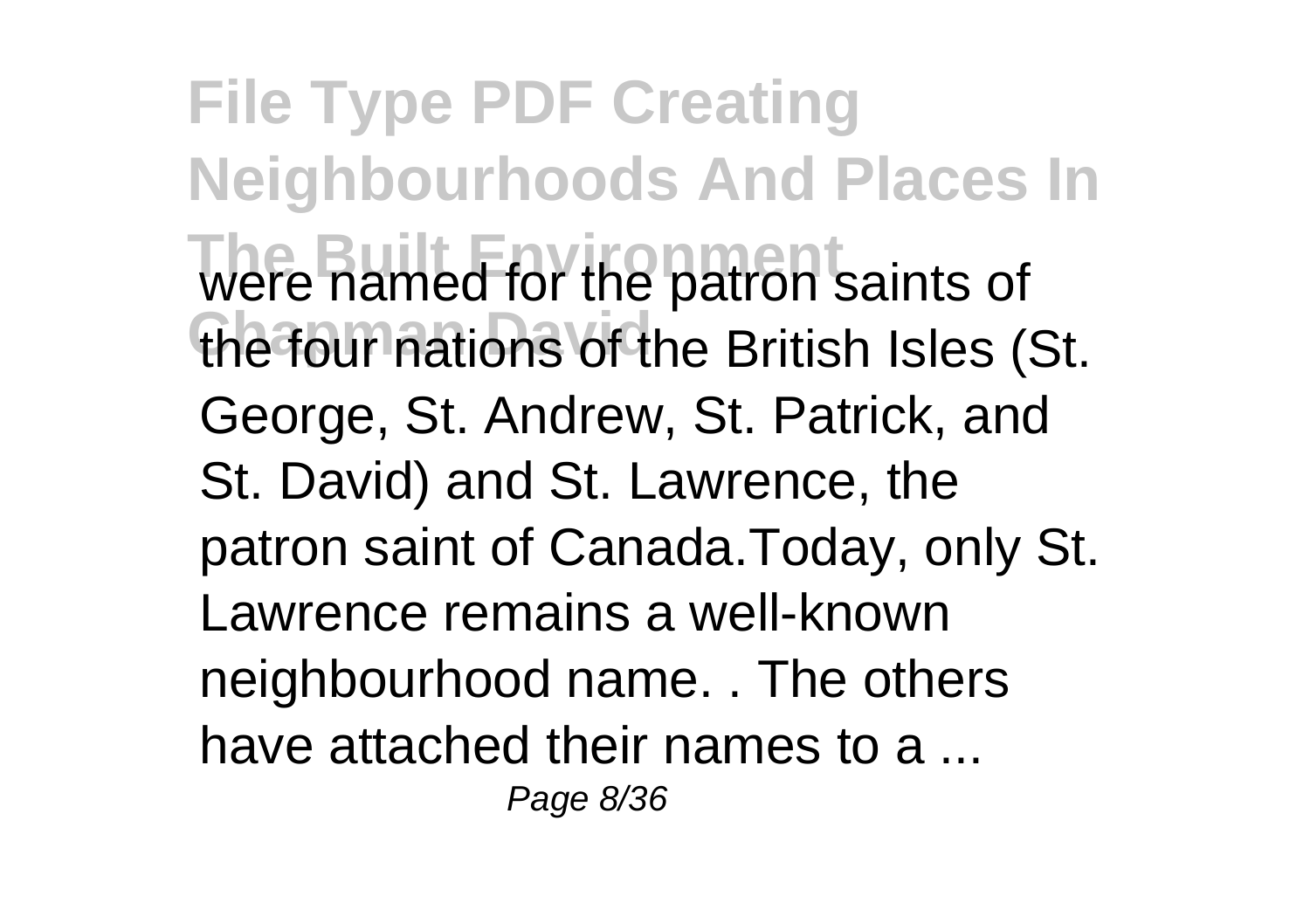were named for the patron saints of the four nations of the British Isles (St. George, St. Andrew, St. Patrick, and St. David) and St. Lawrence, the patron saint of Canada.Today, only St. Lawrence remains a well-known neighbourhood name. . The others have attached their names to a ...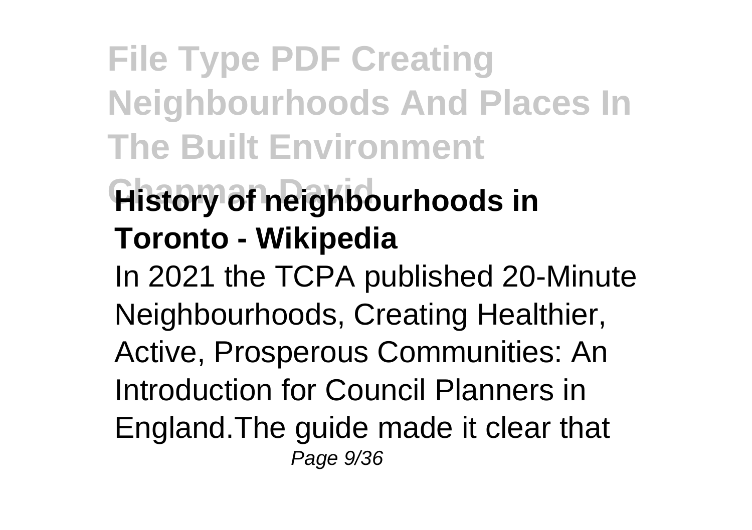**History of neighbourhoods in Toronto - Wikipedia**

In 2021 the TCPA published 20-Minute Neighbourhoods, Creating Healthier, Active, Prosperous Communities: An Introduction for Council Planners in England.The guide made it clear that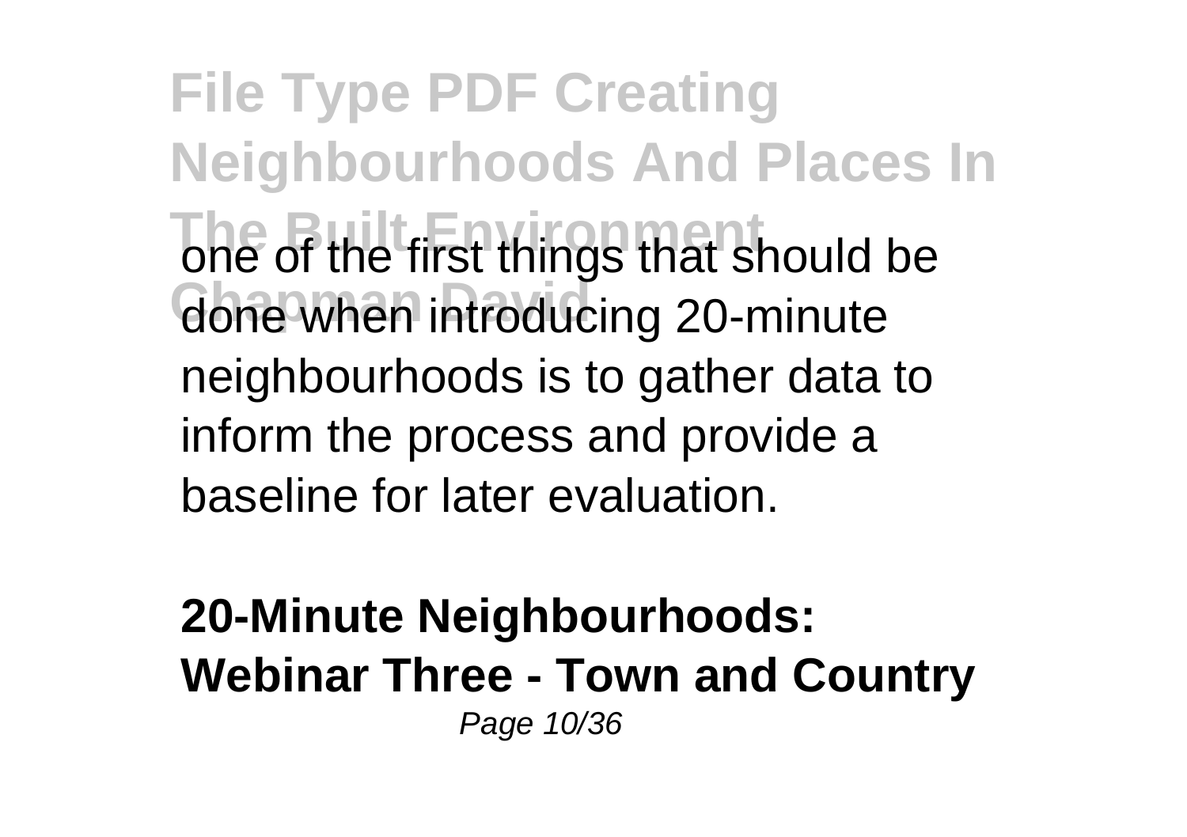one of the first things that should be done when introducing 20-minute neighbourhoods is to gather data to inform the process and provide a baseline for later evaluation.

**20-Minute Neighbourhoods: Webinar Three - Town and Country**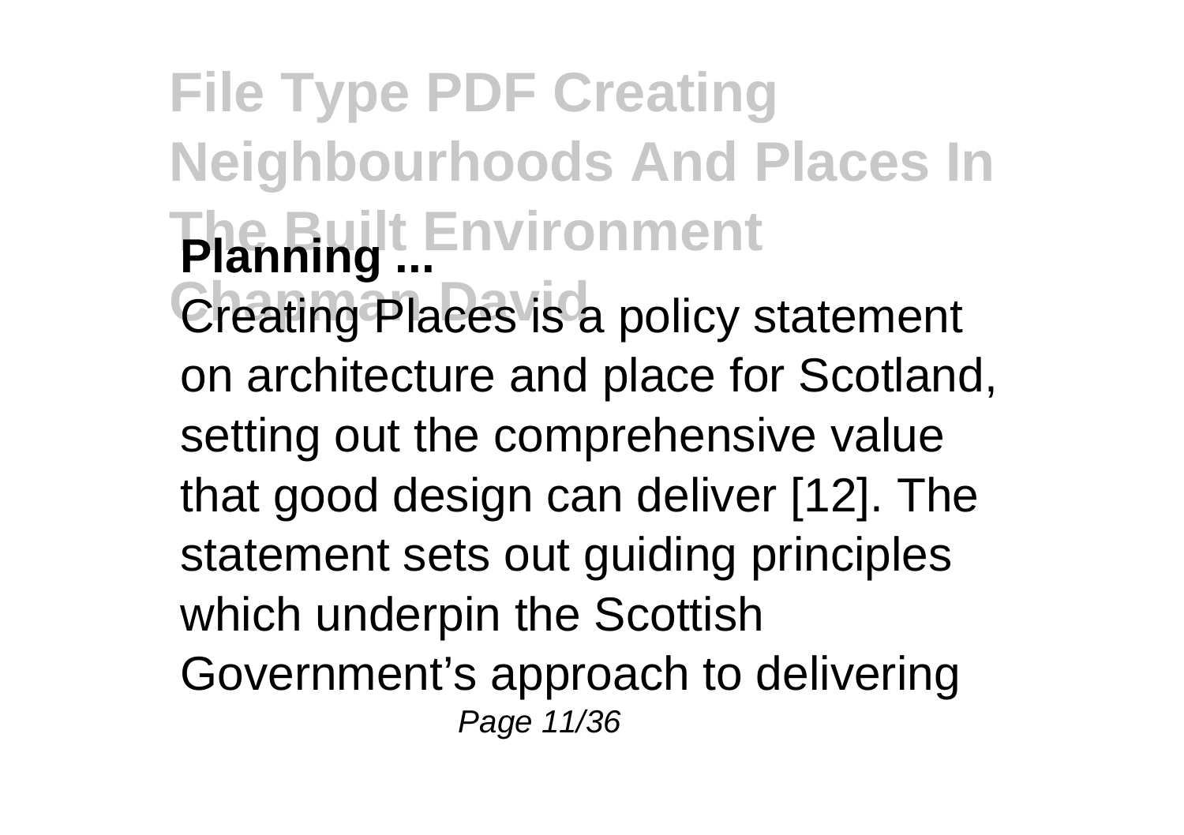**Planning ...**

Creating Places is a policy statement on architecture and place for Scotland, setting out the comprehensive value that good design can deliver [12]. The statement sets out guiding principles which underpin the Scottish Government's approach to delivering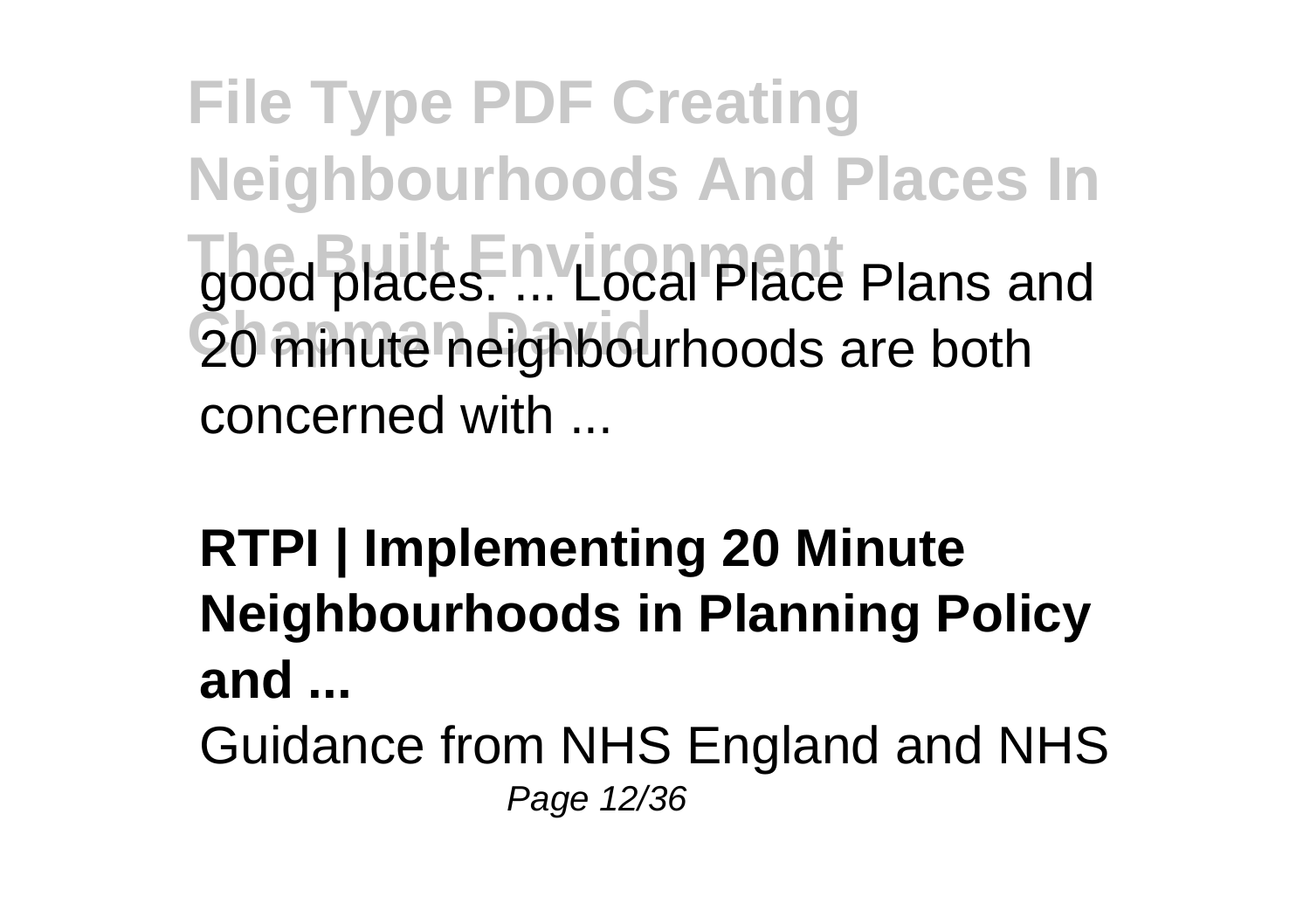good places. ... Local Place Plans and 20 minute neighbourhoods are both concerned with ...

**RTPI | Implementing 20 Minute Neighbourhoods in Planning Policy and ...**

Guidance from NHS England and NHS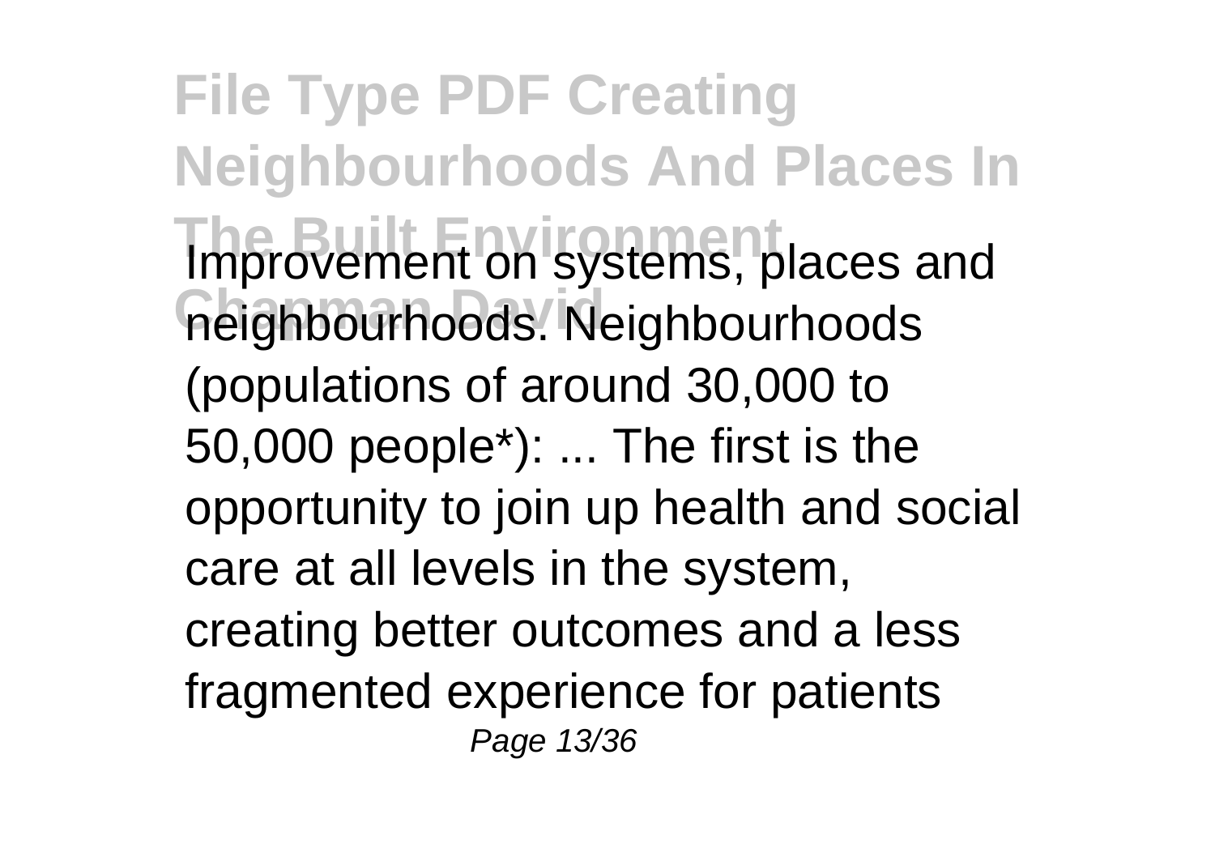Improvement on systems, places and neighbourhoods. Neighbourhoods (populations of around 30,000 to 50,000 people*): ... The first is the opportunity to join up health and social care at all levels in the system, creating better outcomes and a less fragmented experience for patients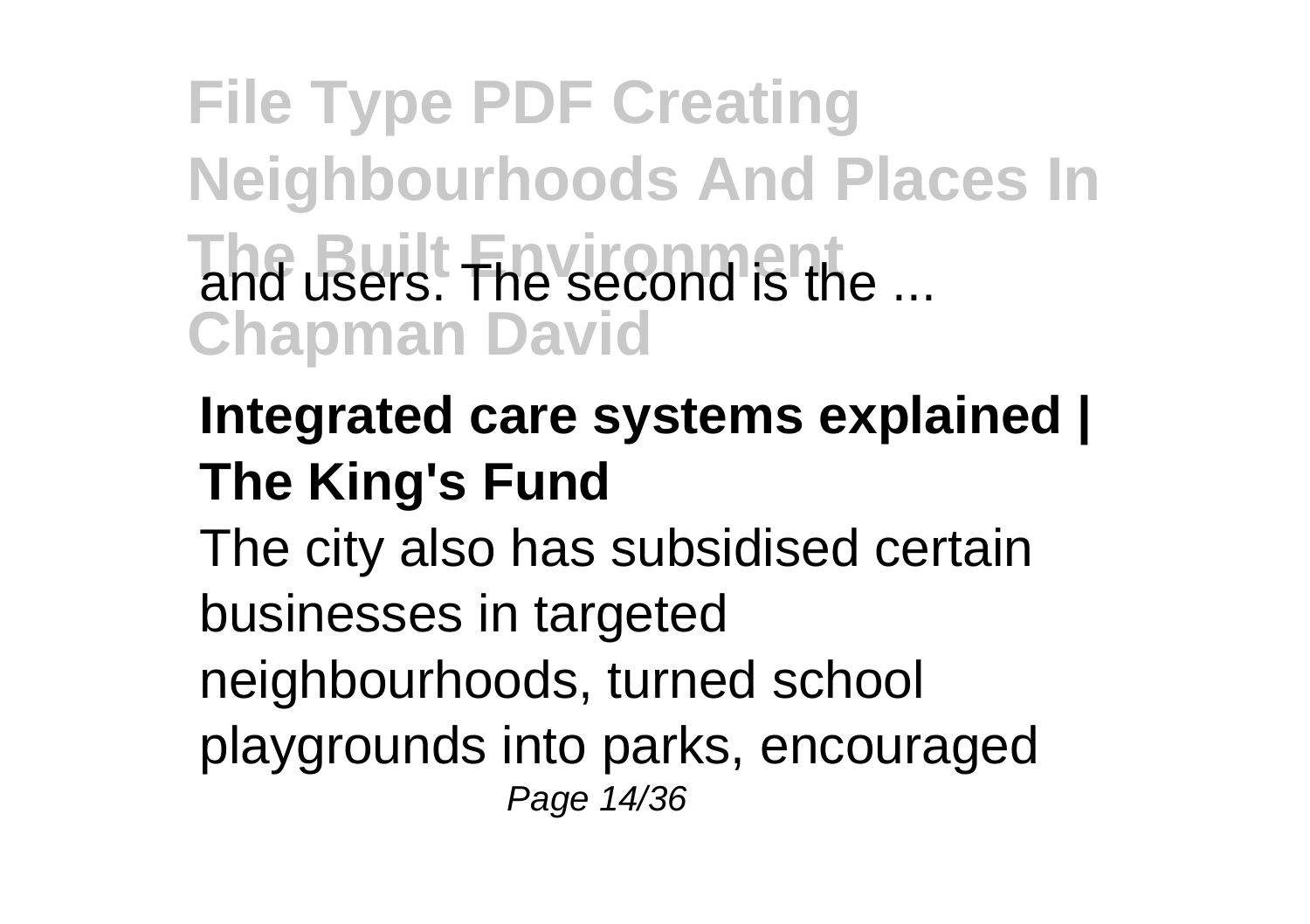and users. The second is the ...

**Integrated care systems explained | The King's Fund**

The city also has subsidised certain businesses in targeted neighbourhoods, turned school playgrounds into parks, encouraged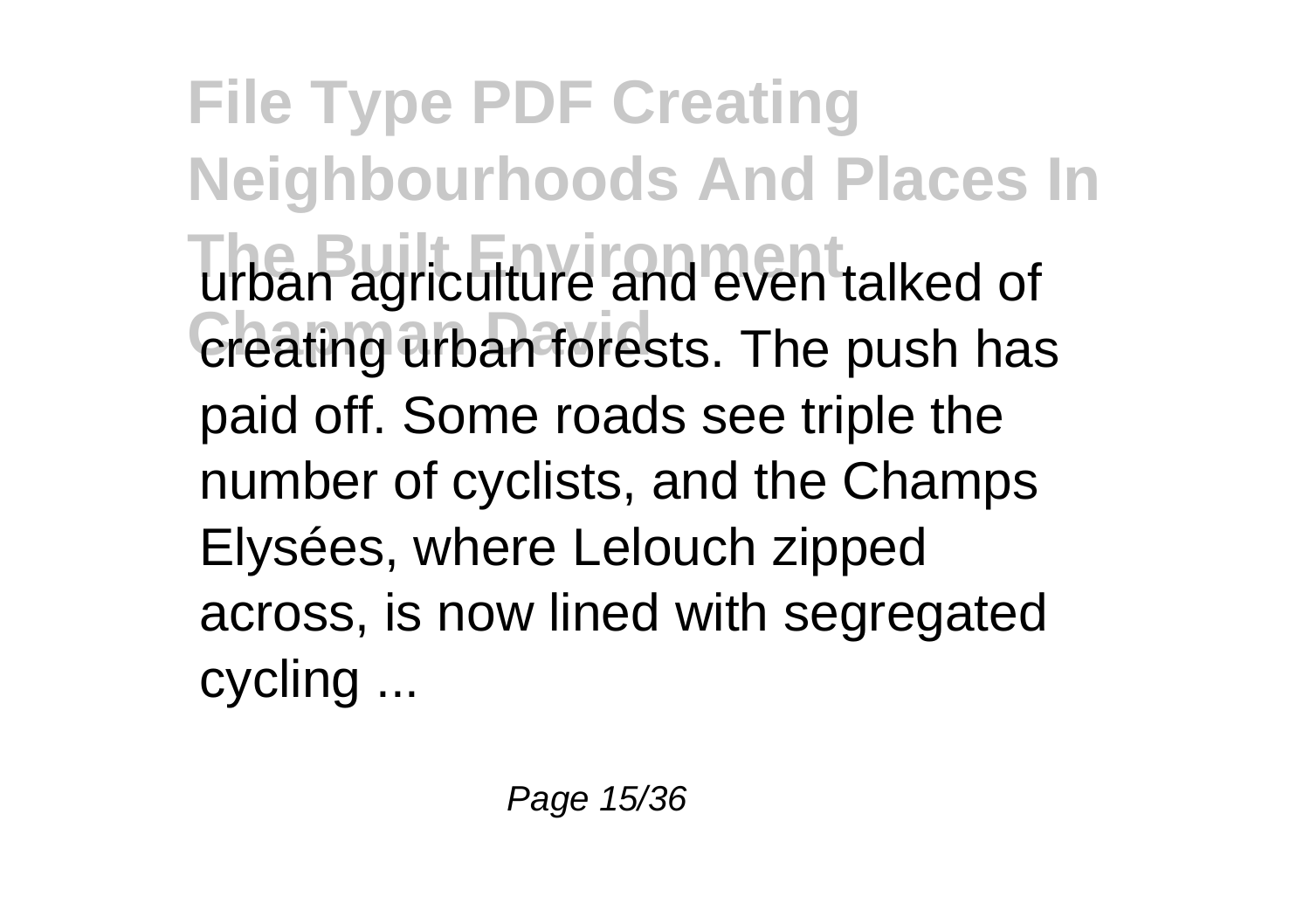urban agriculture and even talked of creating urban forests. The push has paid off. Some roads see triple the number of cyclists, and the Champs Elysées, where Lelouch zipped across, is now lined with segregated cycling ...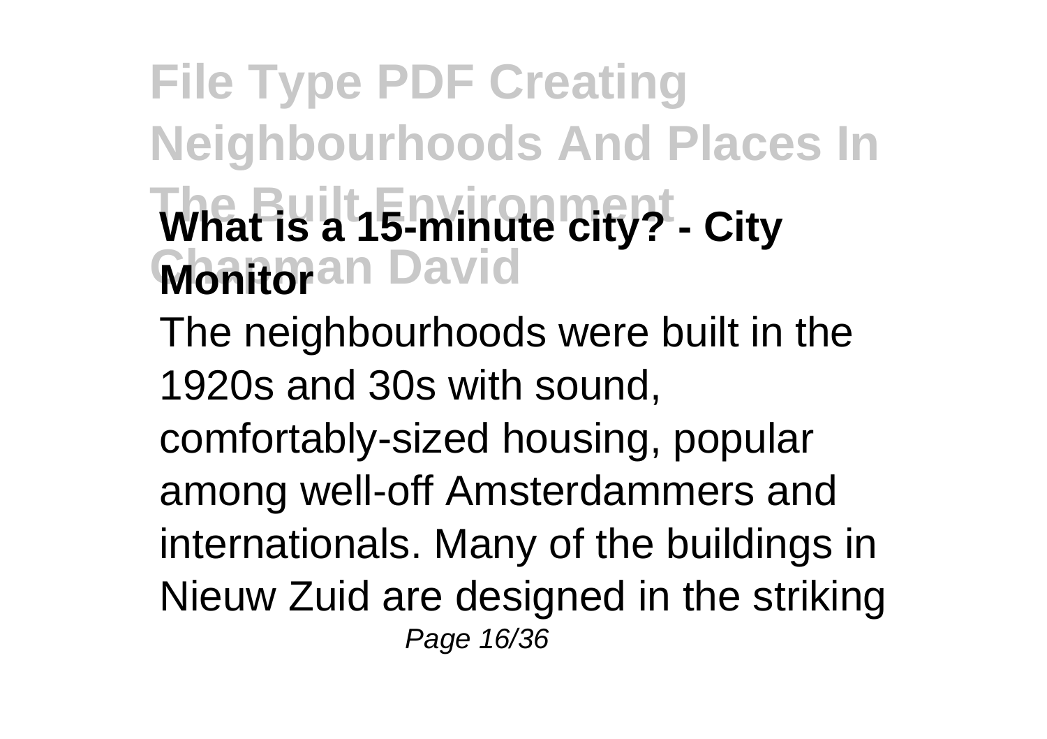## What is a 15-minute city? - City Monitor

The neighbourhoods were built in the 1920s and 30s with sound, comfortably-sized housing, popular among well-off Amsterdammers and internationals. Many of the buildings in Nieuw Zuid are designed in the striking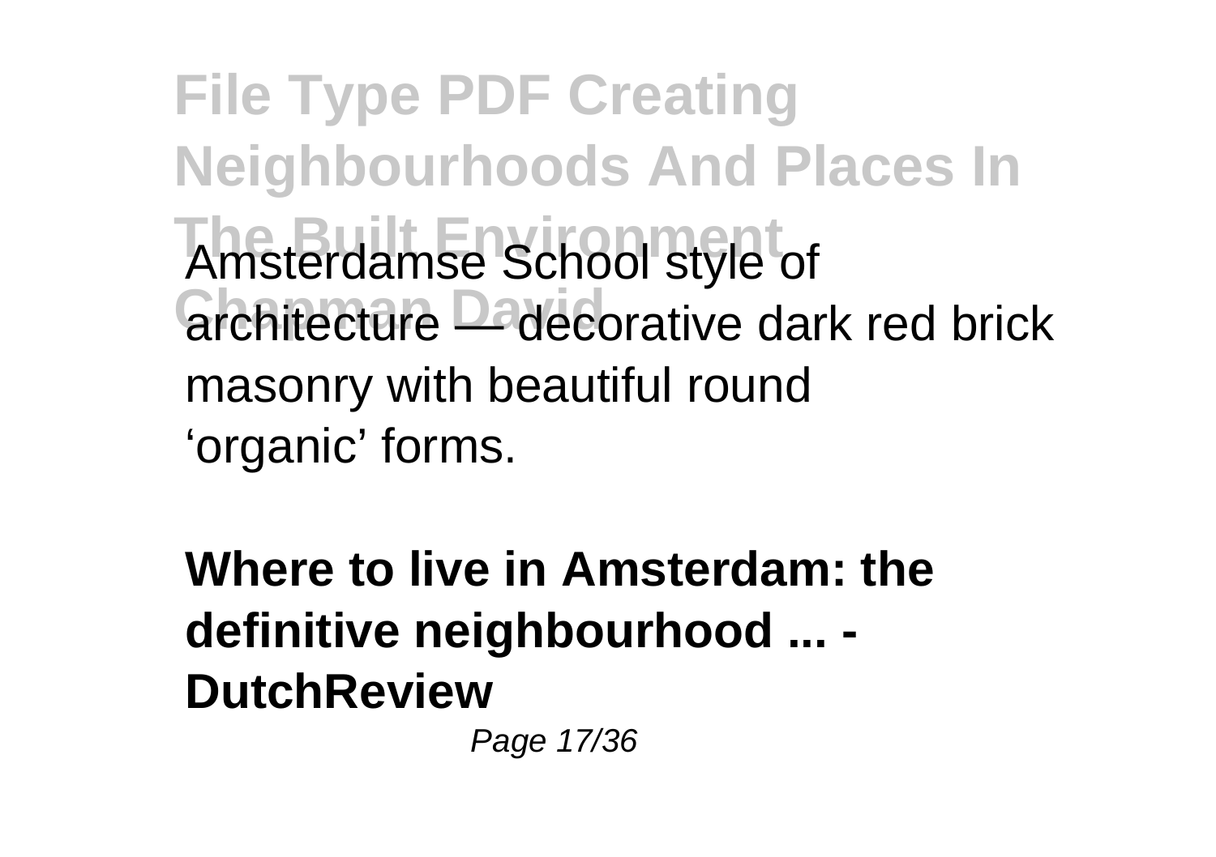Amsterdamse School style of architecture — decorative dark red brick masonry with beautiful round 'organic' forms.

**Where to live in Amsterdam: the definitive neighbourhood ... - DutchReview**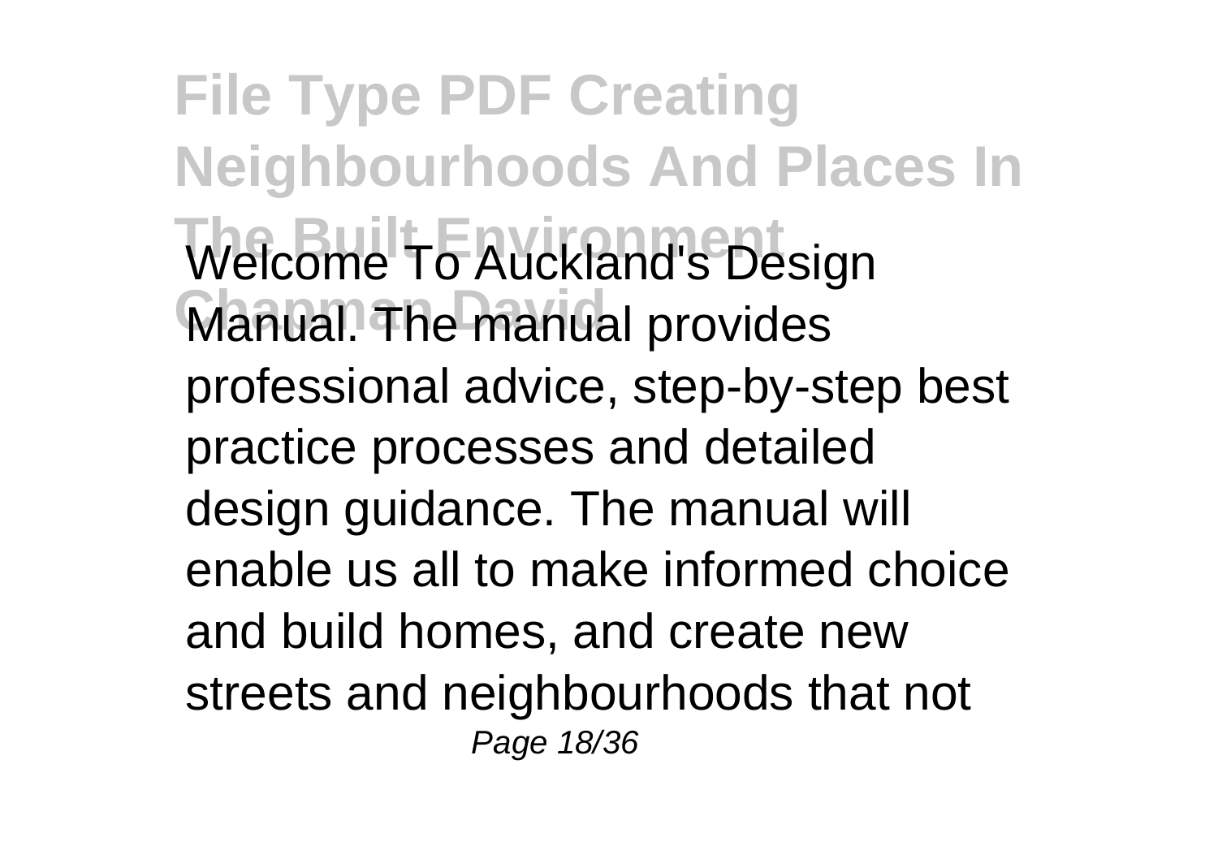Welcome To Auckland's Design Manual. The manual provides professional advice, step-by-step best practice processes and detailed design guidance. The manual will enable us all to make informed choice and build homes, and create new streets and neighbourhoods that not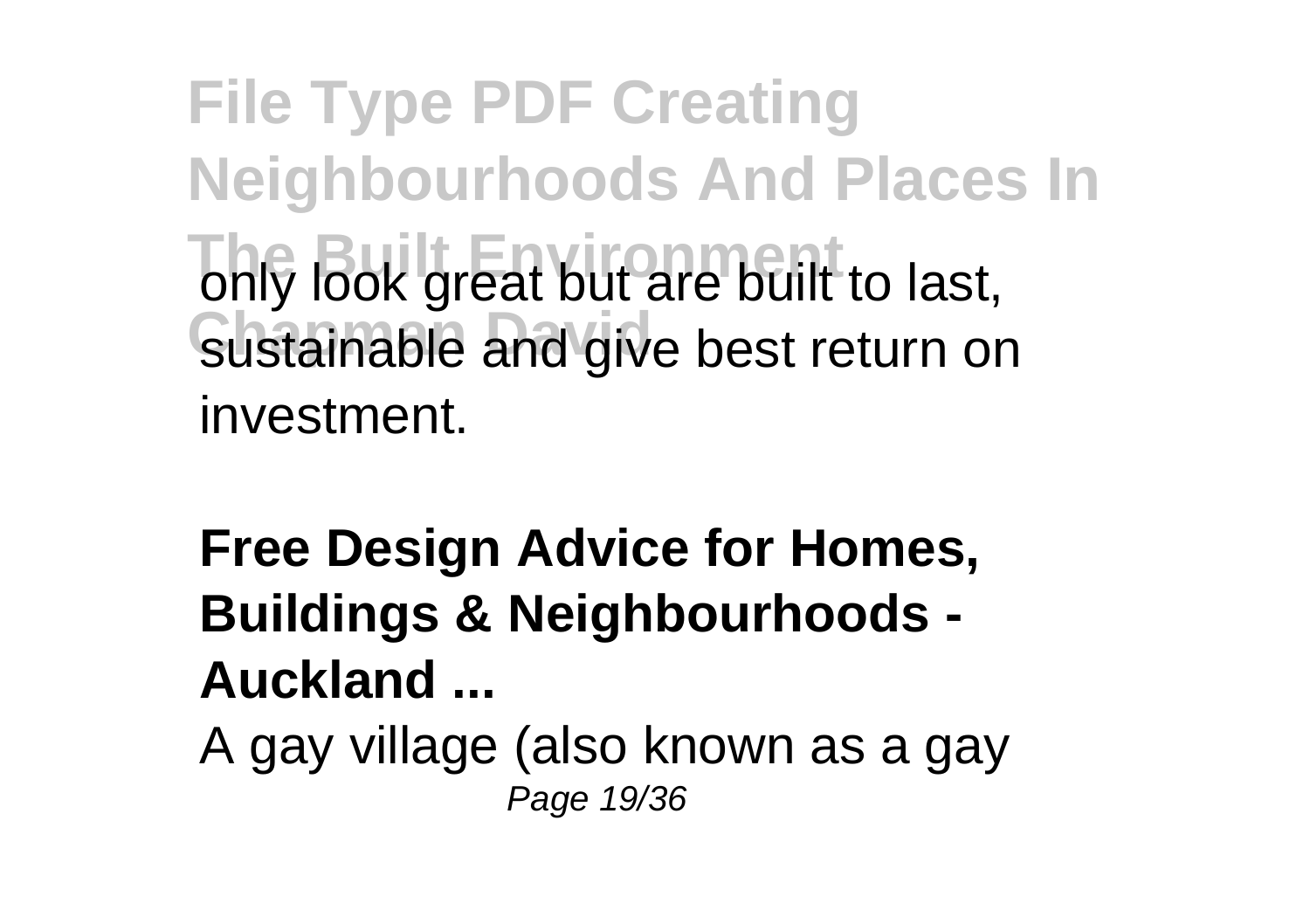only look great but are built to last, sustainable and give best return on investment.

**Free Design Advice for Homes, Buildings & Neighbourhoods - Auckland ...**

A gay village (also known as a gay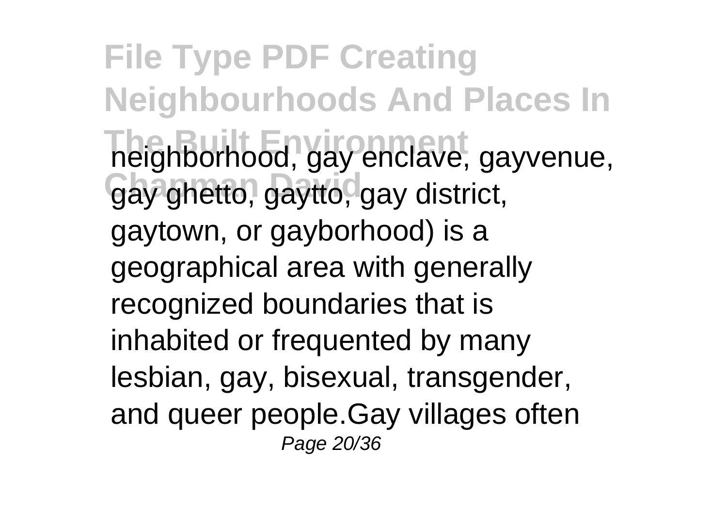neighborhood, gay enclave, gayvenue, gay ghetto, gaytto, gay district, gaytown, or gayborhood) is a geographical area with generally recognized boundaries that is inhabited or frequented by many lesbian, gay, bisexual, transgender, and queer people.Gay villages often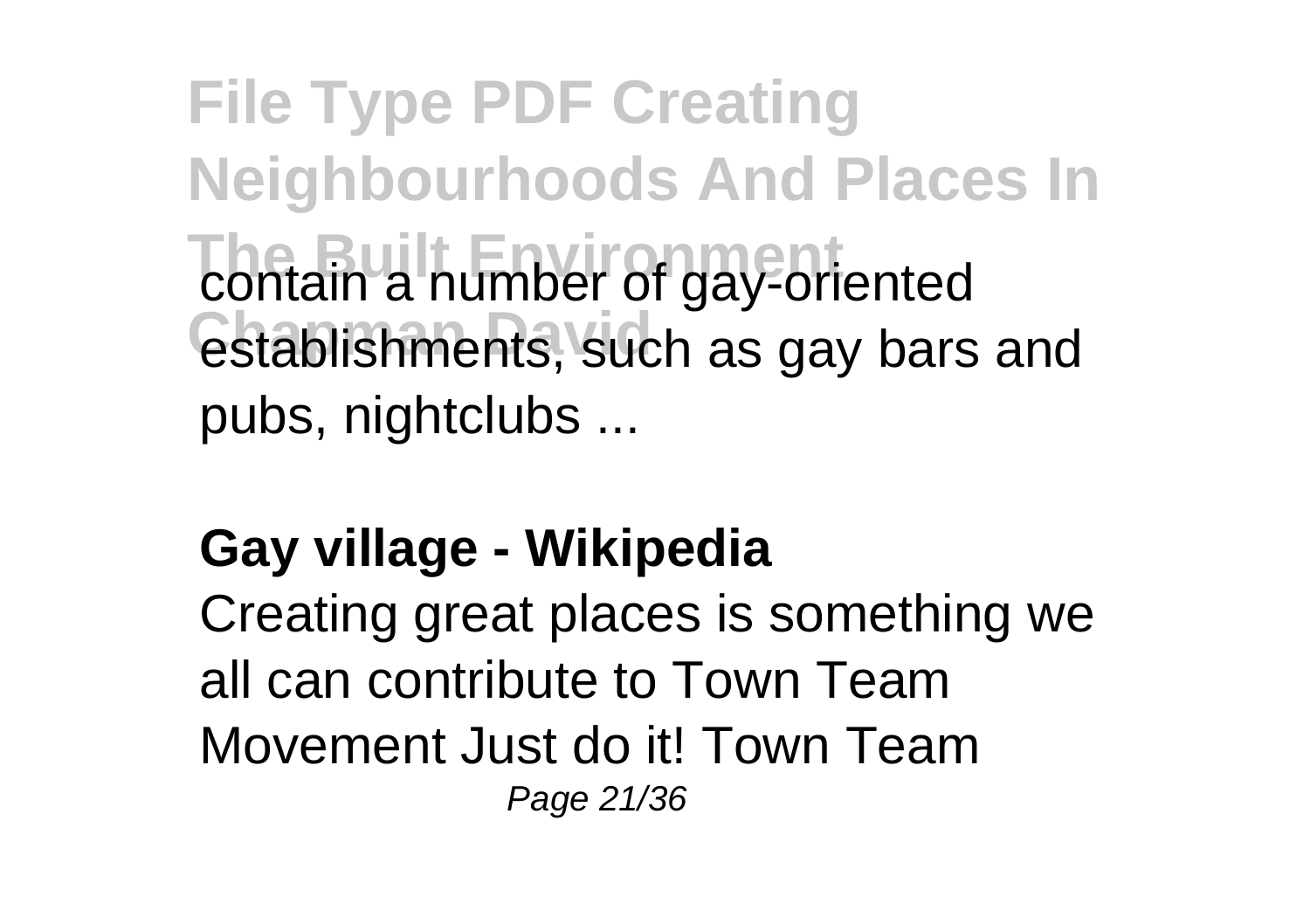contain a number of gay-oriented establishments, such as gay bars and pubs, nightclubs ...

**Gay village - Wikipedia**

Creating great places is something we all can contribute to Town Team Movement Just do it! Town Team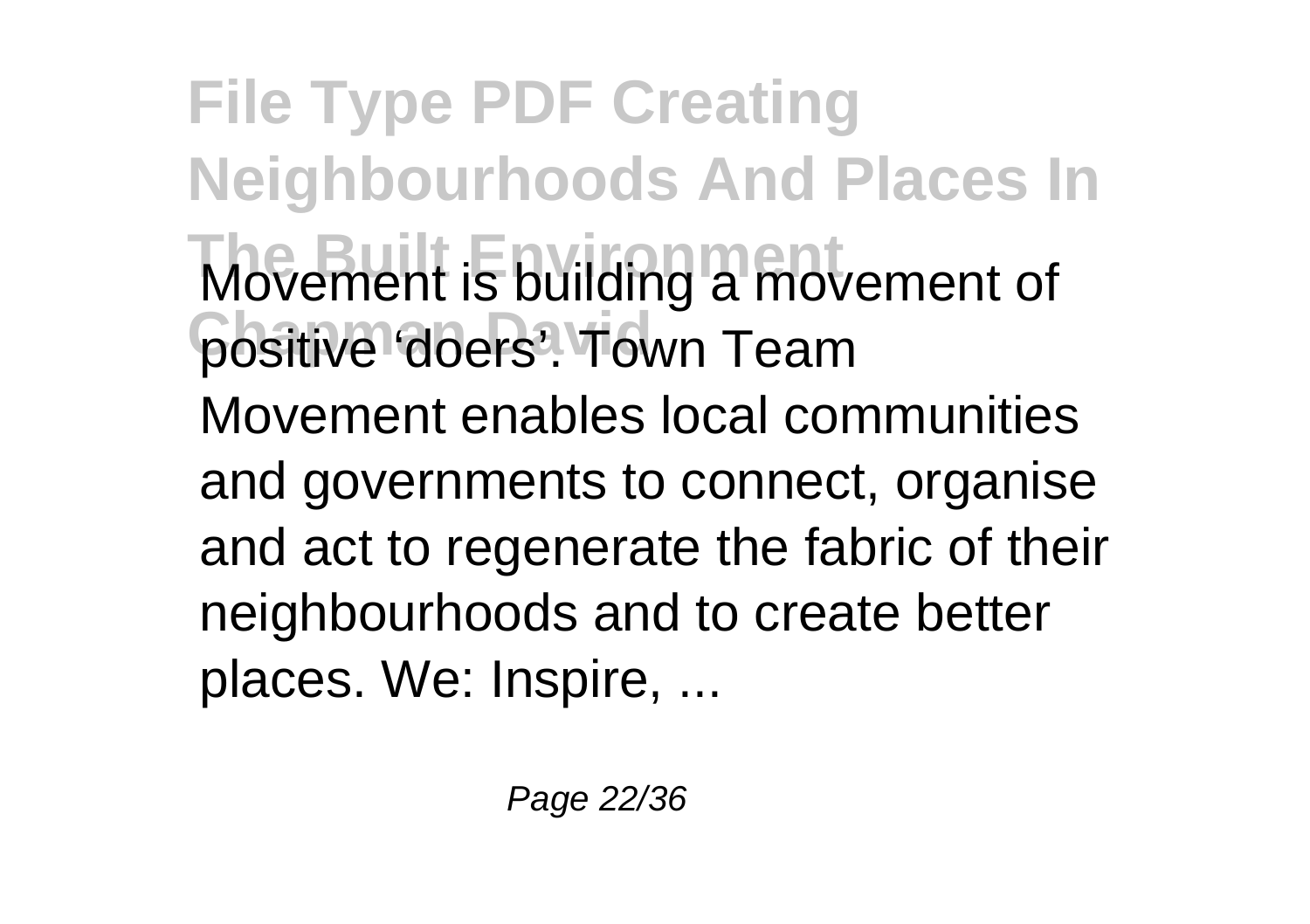Movement is building a movement of positive ‘doers’. Town Team Movement enables local communities and governments to connect, organise and act to regenerate the fabric of their neighbourhoods and to create better places. We: Inspire, ...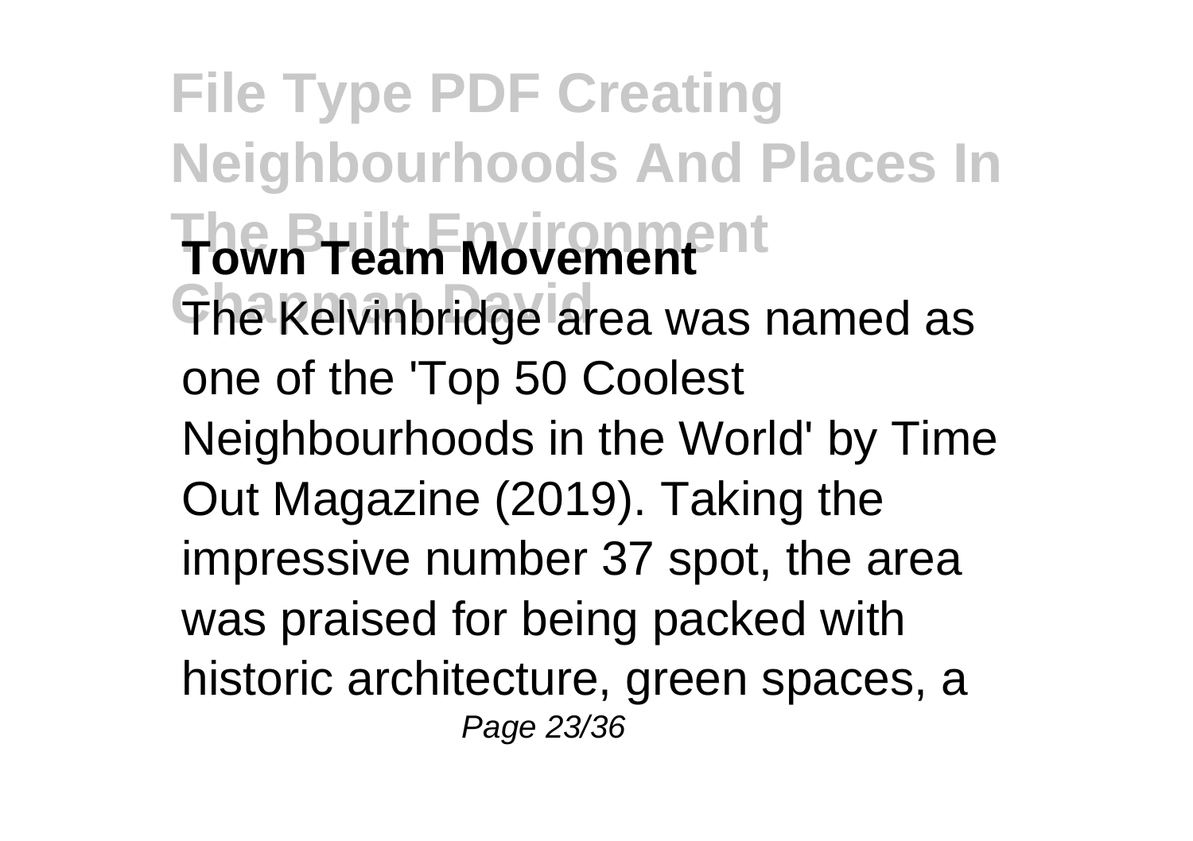**Town Team Movement**

The Kelvinbridge area was named as one of the 'Top 50 Coolest Neighbourhoods in the World' by Time Out Magazine (2019). Taking the impressive number 37 spot, the area was praised for being packed with historic architecture, green spaces, a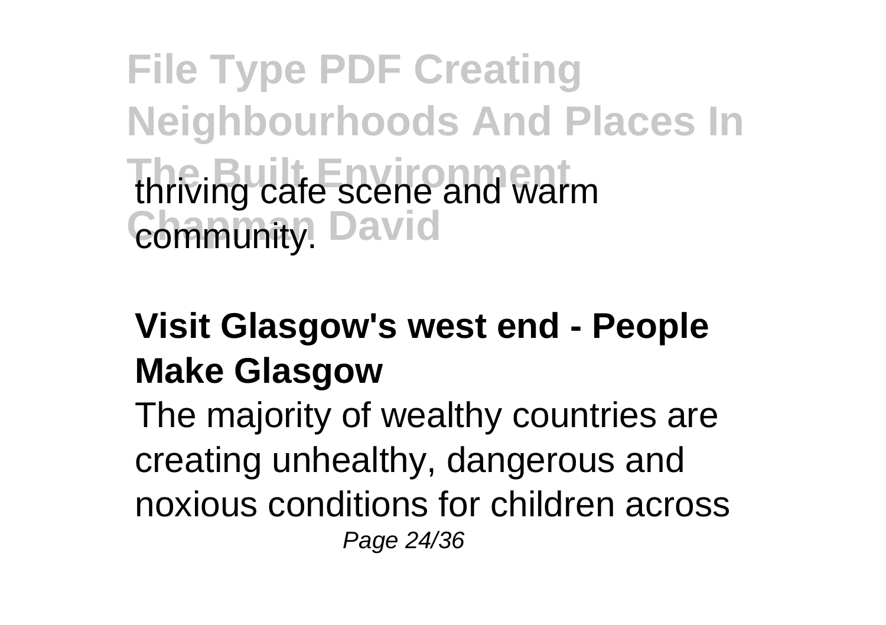thriving cafe scene and warm community.

**Visit Glasgow's west end - People Make Glasgow**

The majority of wealthy countries are creating unhealthy, dangerous and noxious conditions for children across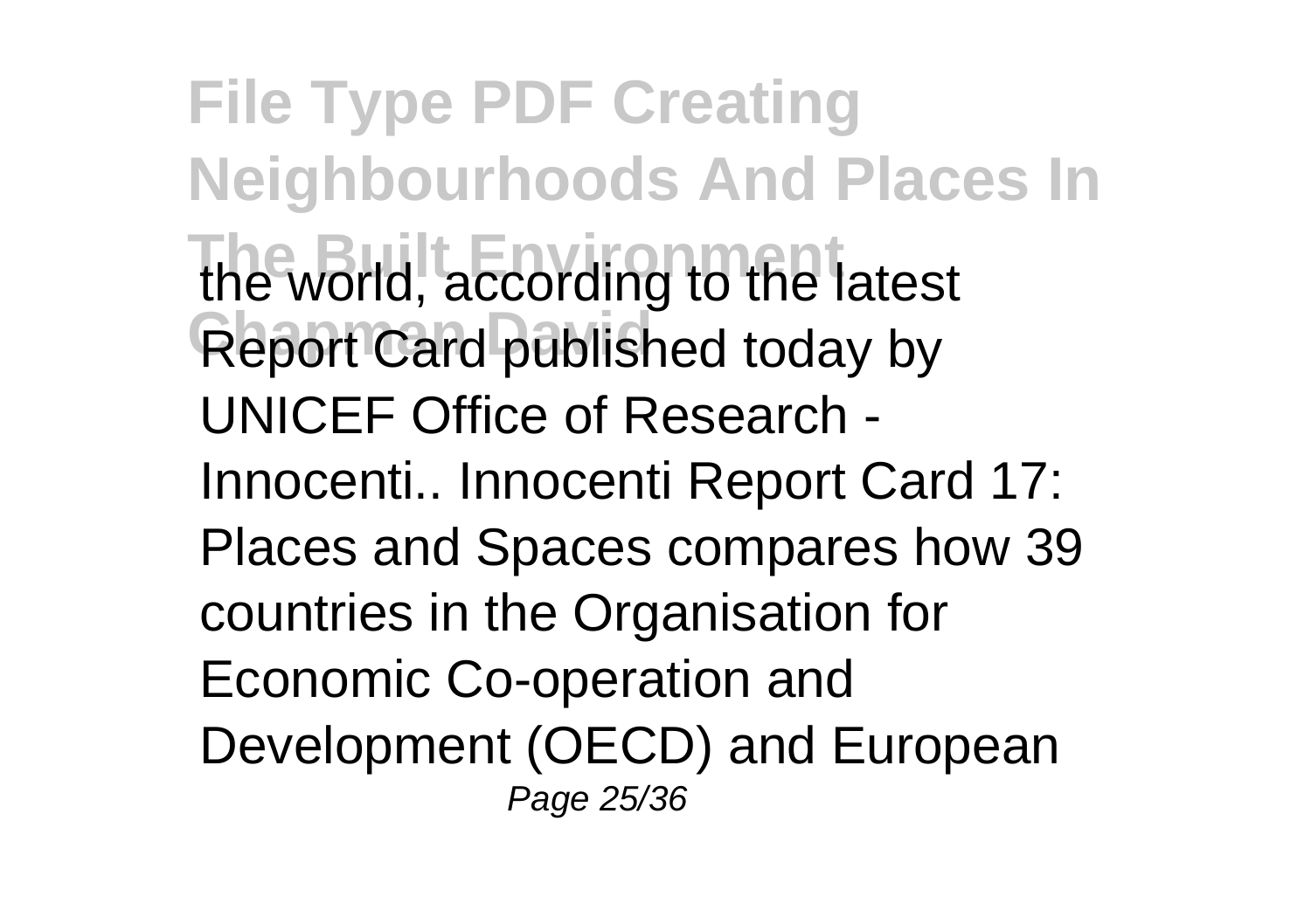the world, according to the latest Report Card published today by UNICEF Office of Research - Innocenti.. Innocenti Report Card 17: Places and Spaces compares how 39 countries in the Organisation for Economic Co-operation and Development (OECD) and European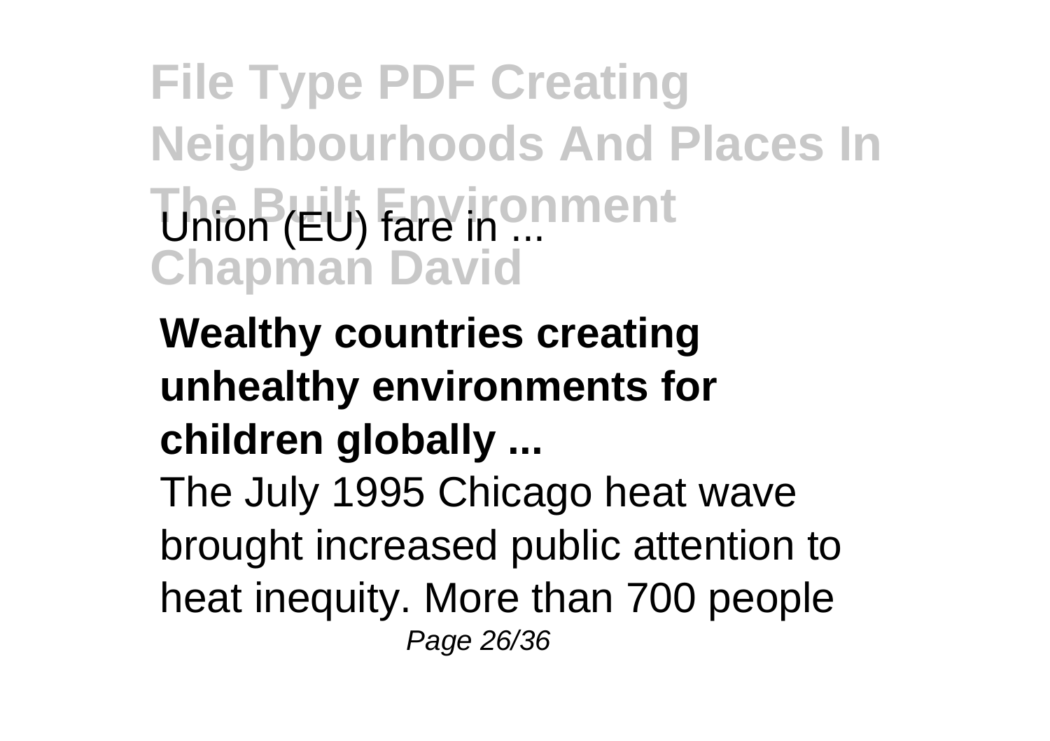Union (EU) fare in ...

**Wealthy countries creating unhealthy environments for children globally ...**

The July 1995 Chicago heat wave brought increased public attention to heat inequity. More than 700 people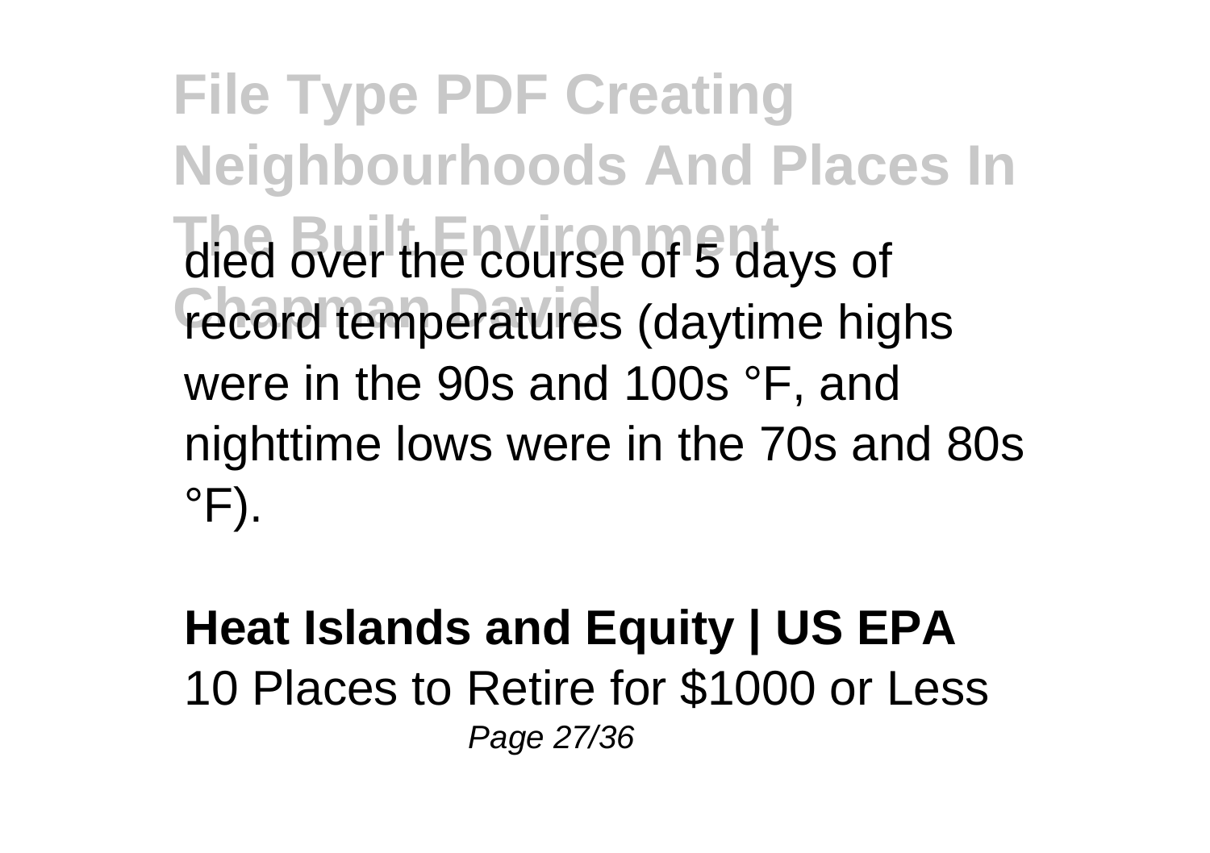died over the course of 5 days of record temperatures (daytime highs were in the 90s and 100s °F, and nighttime lows were in the 70s and 80s °F).

**Heat Islands and Equity | US EPA**

10 Places to Retire for $1000 or Less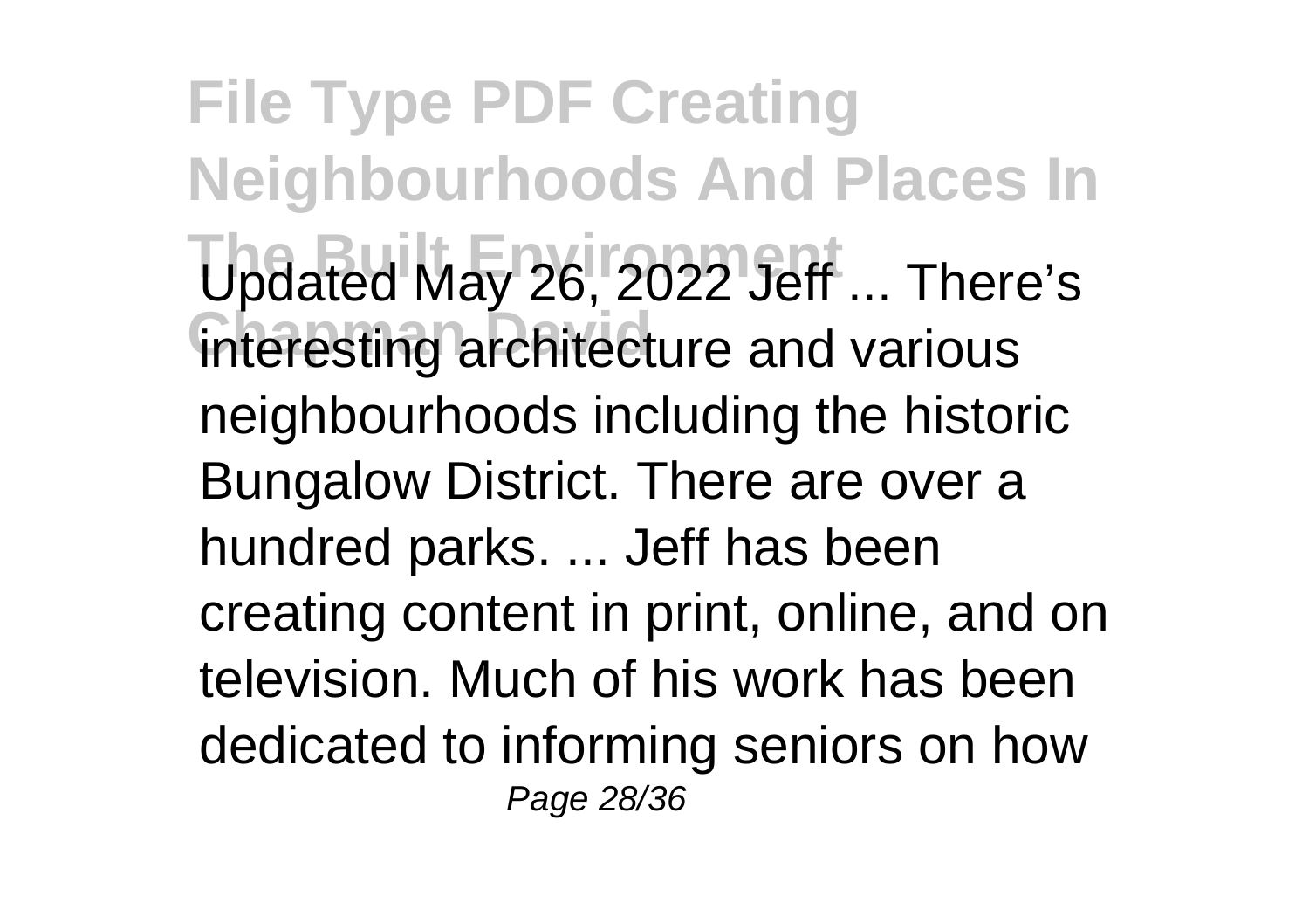Updated May 26, 2022 Jeff ... There's interesting architecture and various neighbourhoods including the historic Bungalow District. There are over a hundred parks. ... Jeff has been creating content in print, online, and on television. Much of his work has been dedicated to informing seniors on how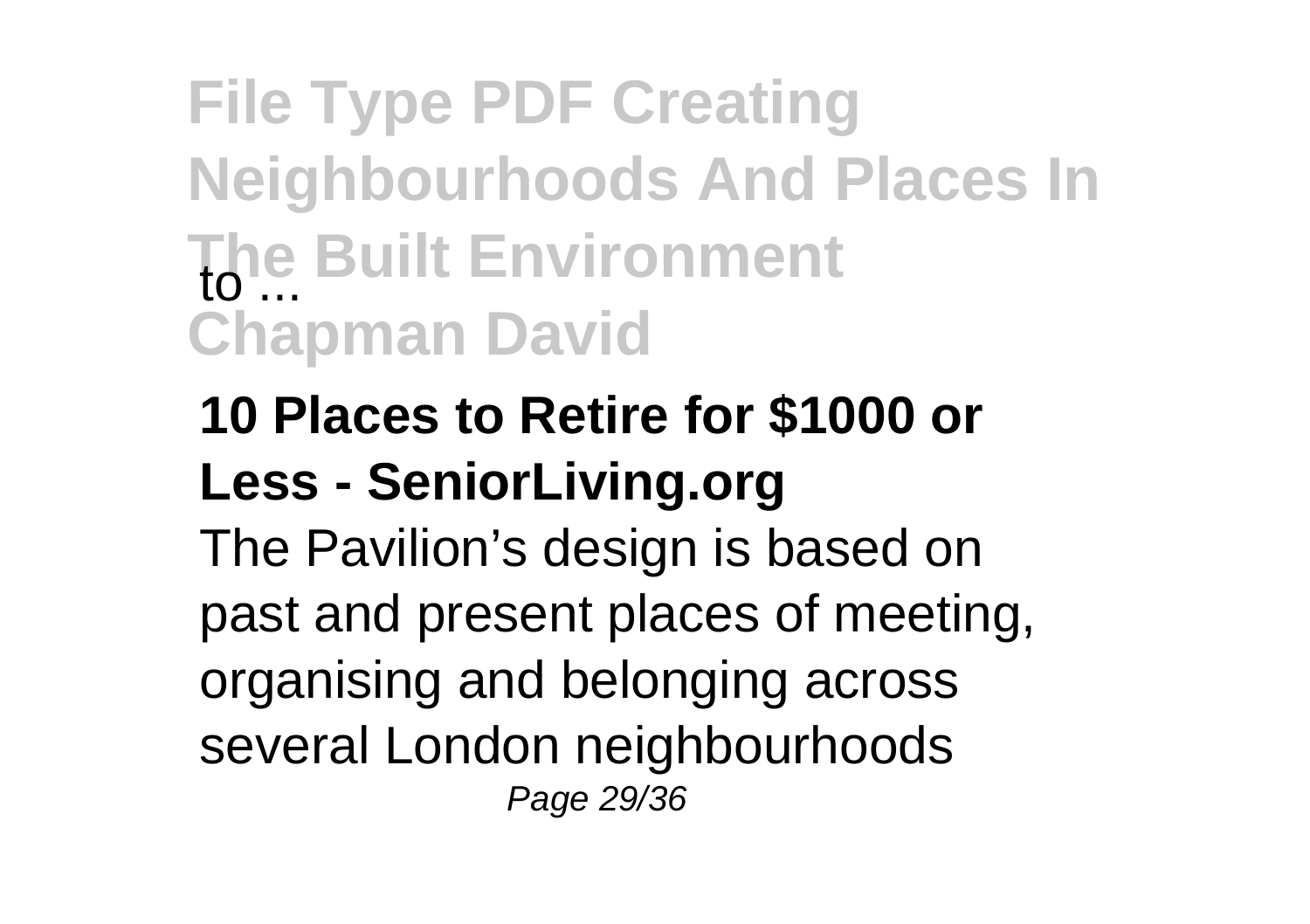to ...

**10 Places to Retire for $1000 or Less - SeniorLiving.org**

The Pavilion’s design is based on past and present places of meeting, organising and belonging across several London neighbourhoods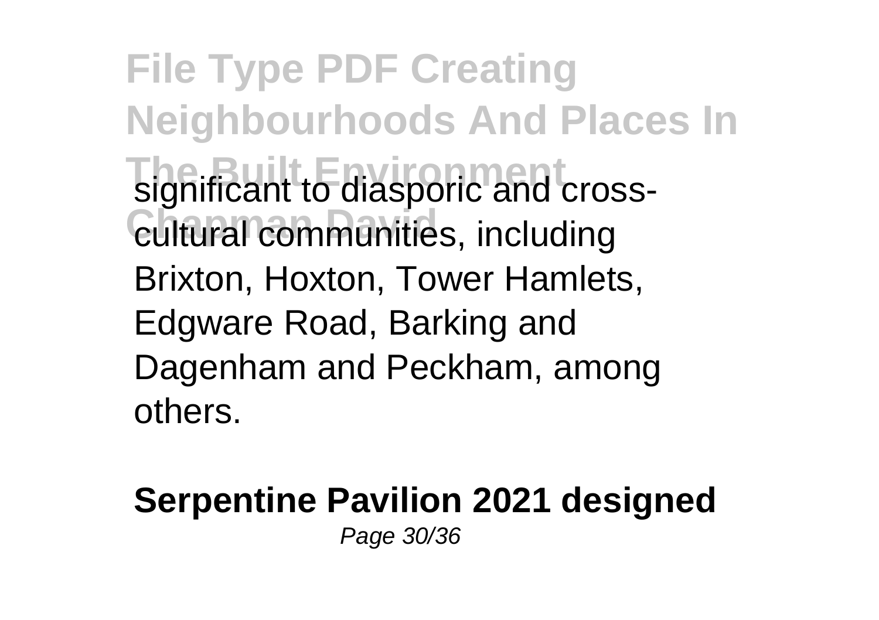significant to diasporic and cross-cultural communities, including Brixton, Hoxton, Tower Hamlets, Edgware Road, Barking and Dagenham and Peckham, among others.

**Serpentine Pavilion 2021 designed**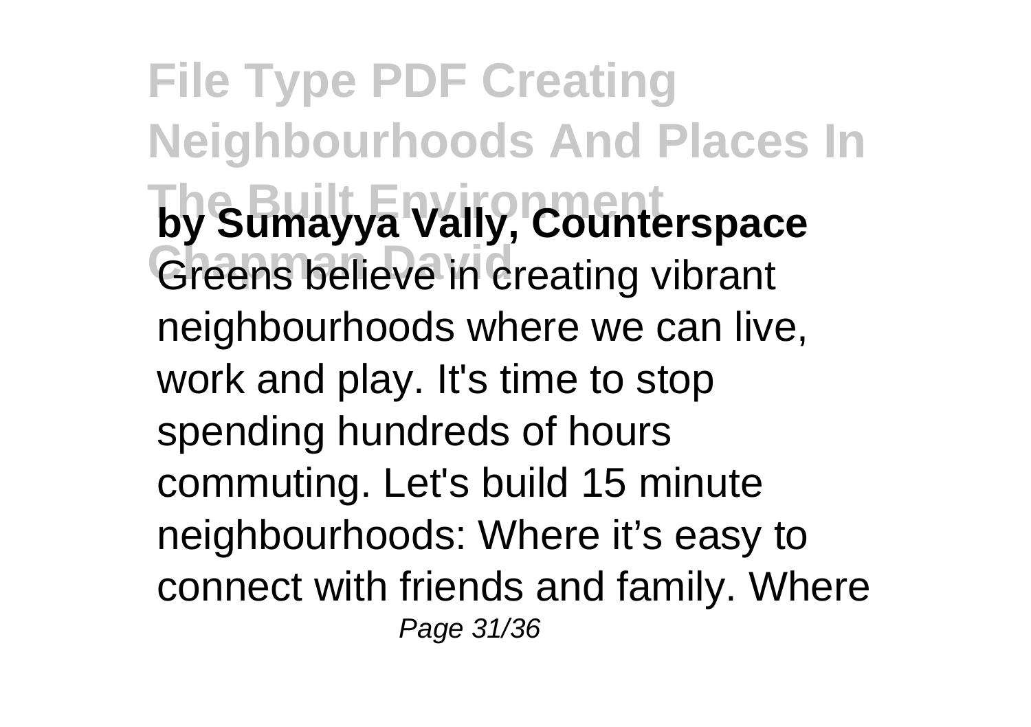**by Sumayya Vally, Counterspace**

Greens believe in creating vibrant neighbourhoods where we can live, work and play. It's time to stop spending hundreds of hours commuting. Let's build 15 minute neighbourhoods: Where it's easy to connect with friends and family. Where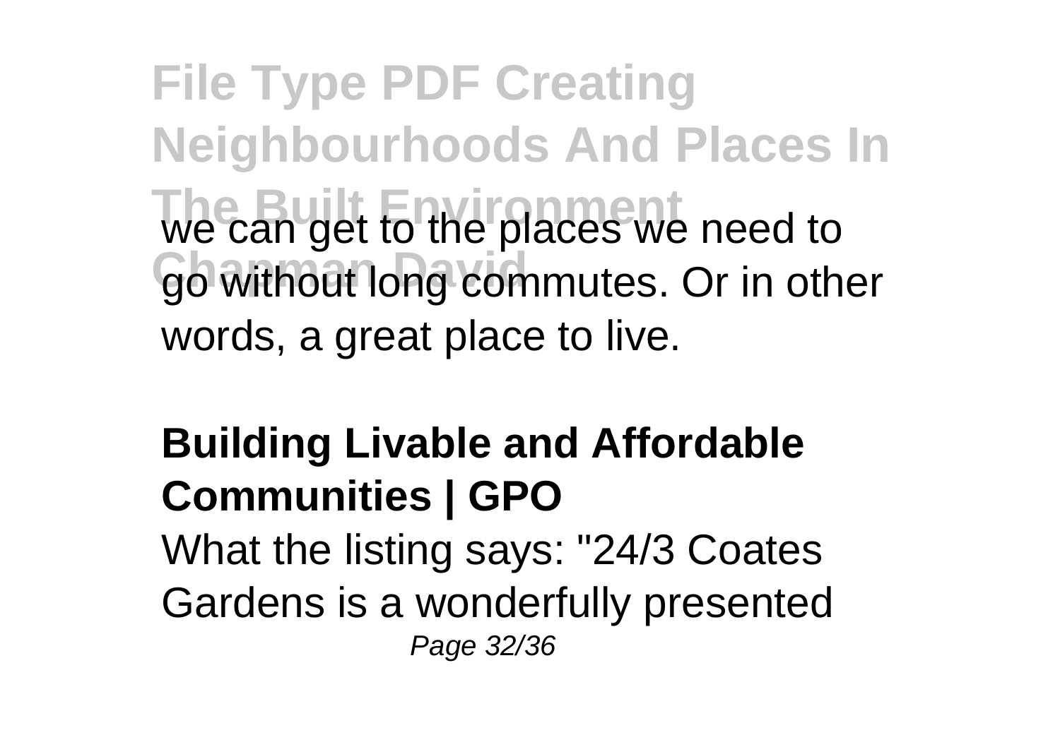we can get to the places we need to go without long commutes. Or in other words, a great place to live.

## Building Livable and Affordable Communities | GPO

What the listing says: "24/3 Coates Gardens is a wonderfully presented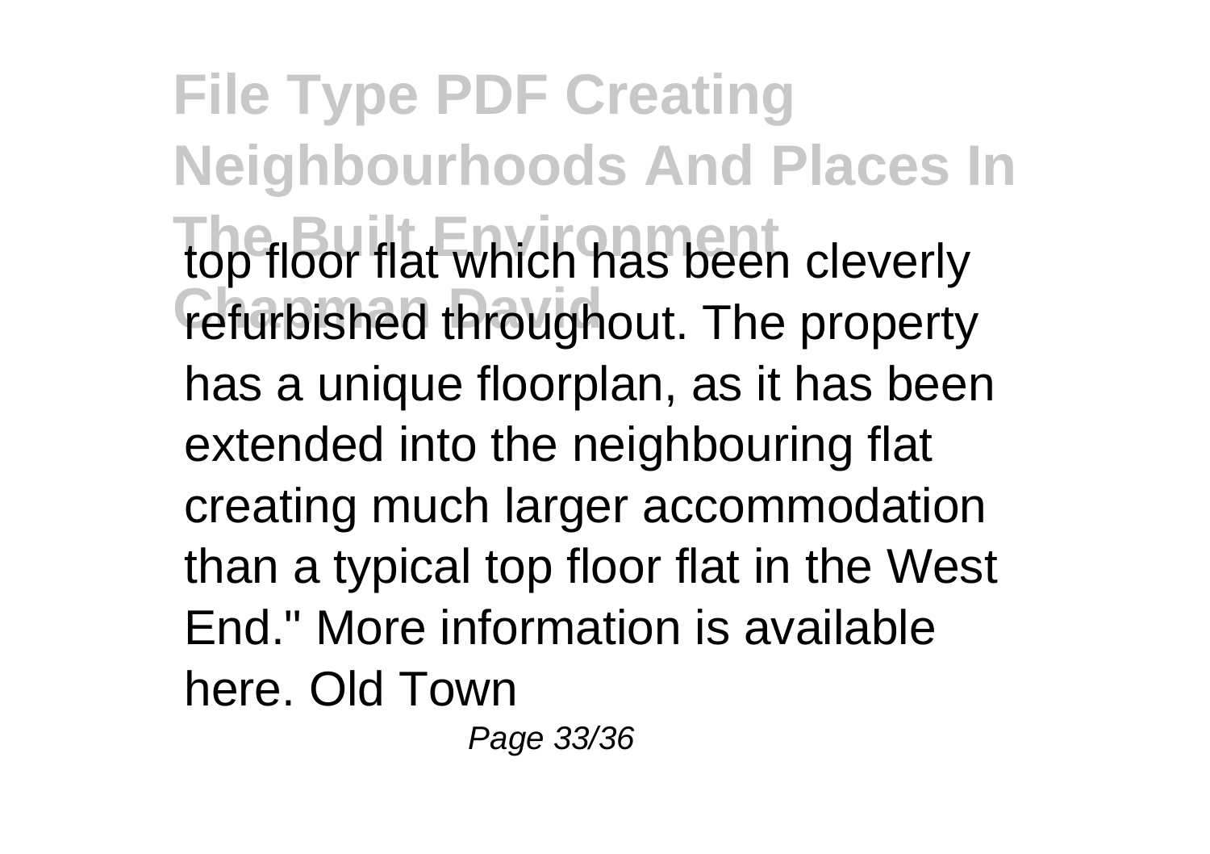top floor flat which has been cleverly refurbished throughout. The property has a unique floorplan, as it has been extended into the neighbouring flat creating much larger accommodation than a typical top floor flat in the West End." More information is available here. Old Town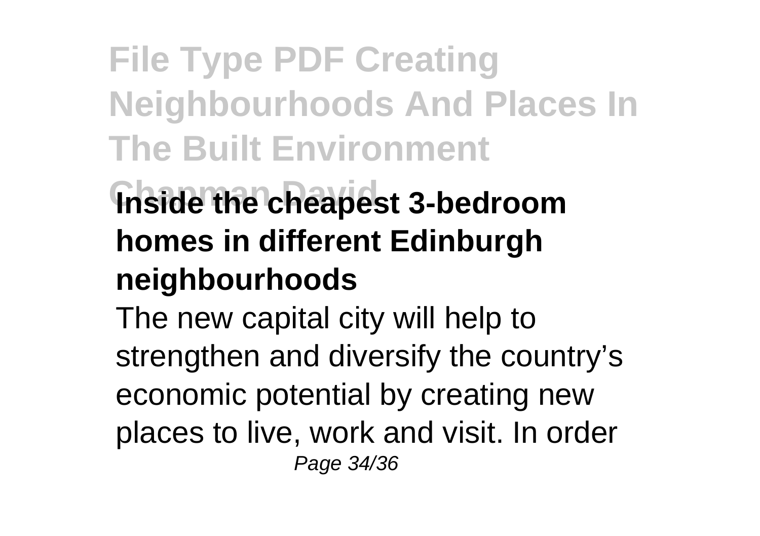**Inside the cheapest 3-bedroom homes in different Edinburgh neighbourhoods**

The new capital city will help to strengthen and diversify the country's economic potential by creating new places to live, work and visit. In order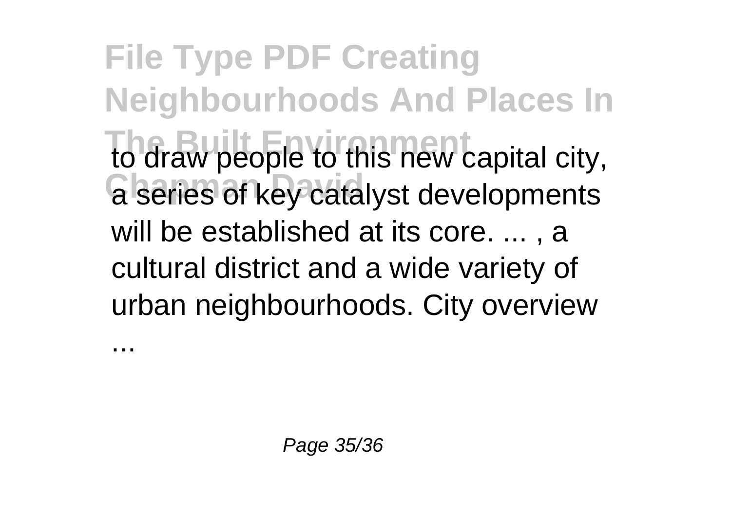to draw people to this new capital city, a series of key catalyst developments will be established at its core. ... , a cultural district and a wide variety of urban neighbourhoods. City overview ...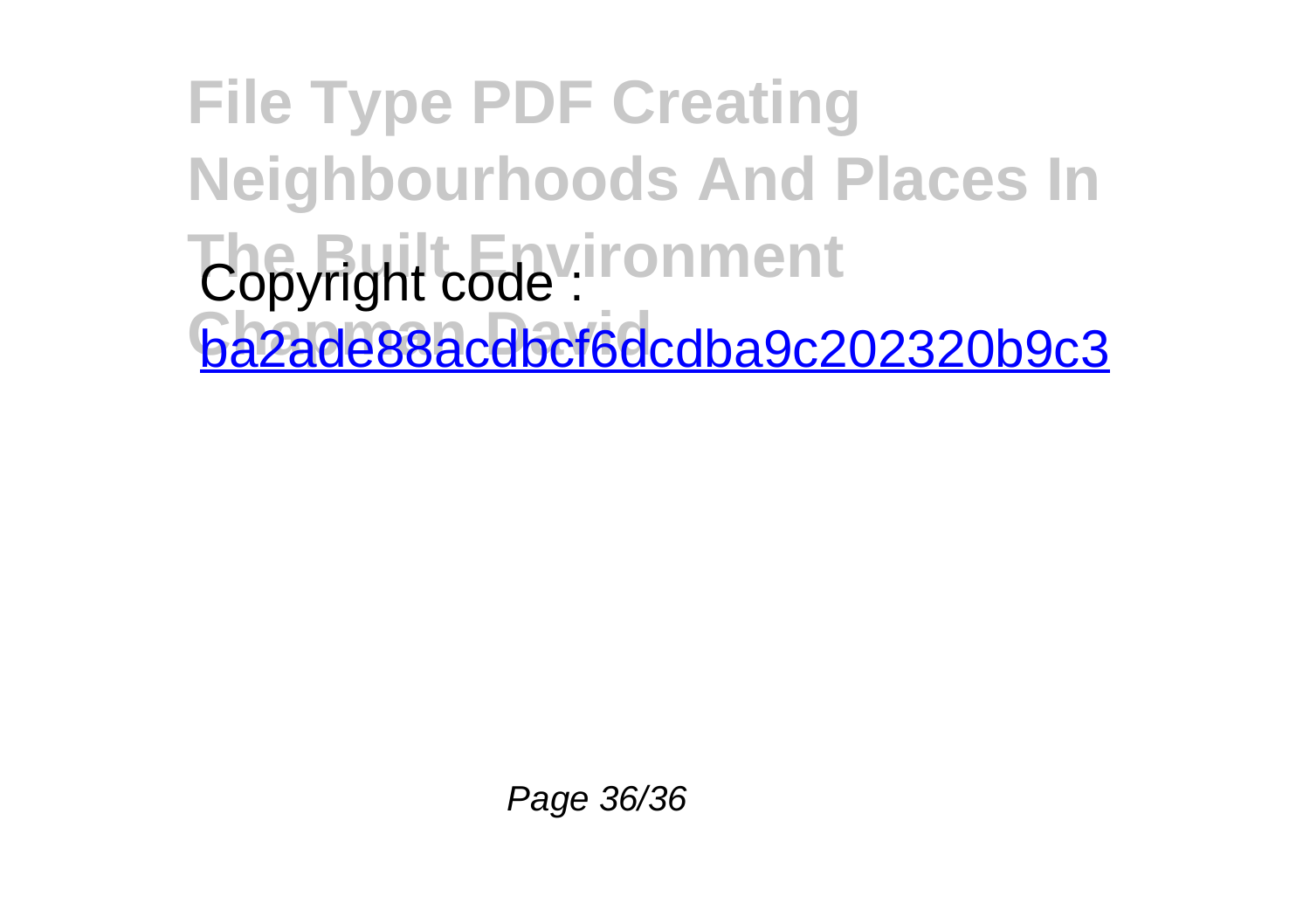Copyright code : [ba2ade88acdbcf6dcdba9c202320b9c3]